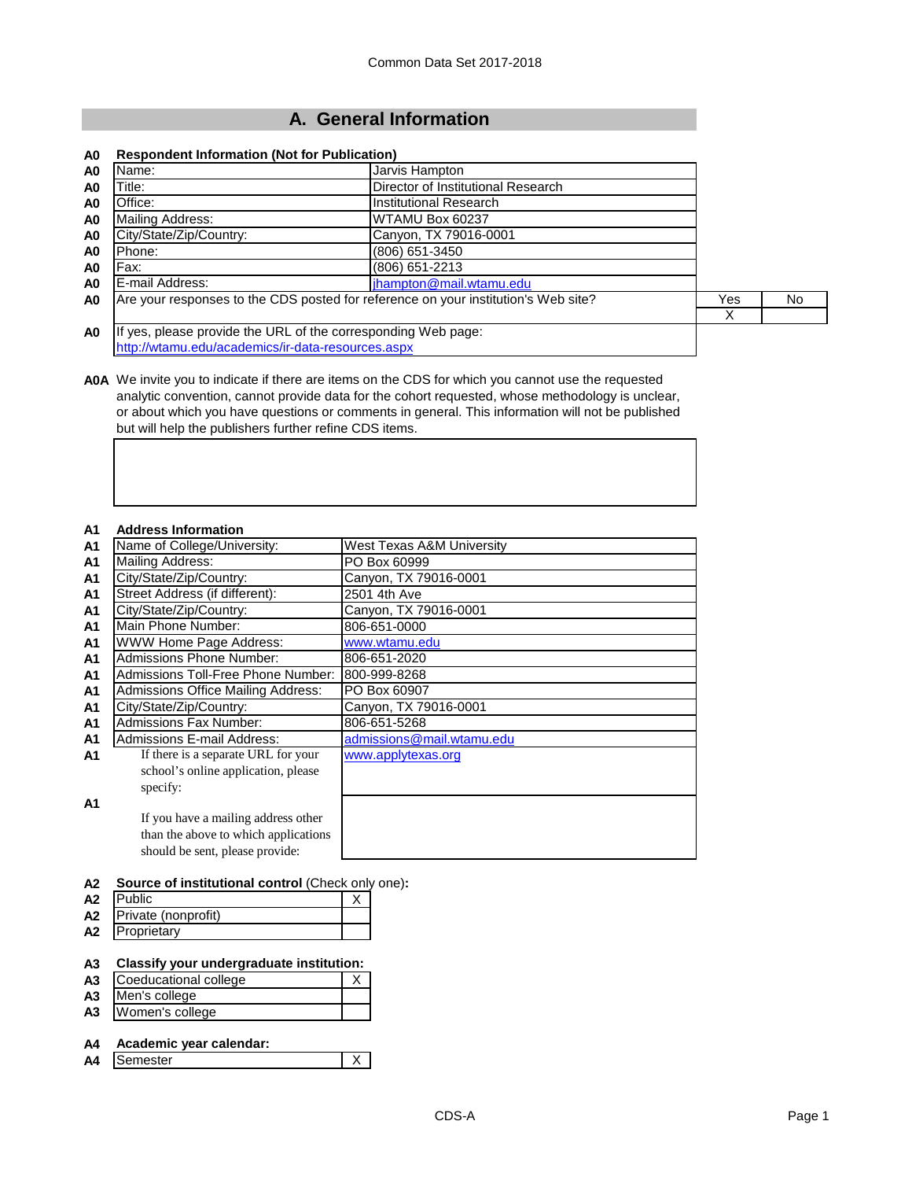Common Data Set 2017-2018

## A. General Information

**A0 Respondent Information (Not for Publication)**

| | | |
|---|---|---|
| A0 | Name: | Jarvis Hampton |
| A0 | Title: | Director of Institutional Research |
| A0 | Office: | Institutional Research |
| A0 | Mailing Address: | WTAMU Box 60237 |
| A0 | City/State/Zip/Country: | Canyon, TX 79016-0001 |
| A0 | Phone: | (806) 651-3450 |
| A0 | Fax: | (806) 651-2213 |
| A0 | E-mail Address: | jhampton@mail.wtamu.edu |

| | | Yes | No |
|---|---|---|---|
| A0 | Are your responses to the CDS posted for reference on your institution's Web site? | X | |

A0 If yes, please provide the URL of the corresponding Web page:
http://wtamu.edu/academics/ir-data-resources.aspx

**A0A** We invite you to indicate if there are items on the CDS for which you cannot use the requested analytic convention, cannot provide data for the cohort requested, whose methodology is unclear, or about which you have questions or comments in general. This information will not be published but will help the publishers further refine CDS items.

**A1 Address Information**

| | | |
|---|---|---|
| A1 | Name of College/University: | West Texas A&M University |
| A1 | Mailing Address: | PO Box 60999 |
| A1 | City/State/Zip/Country: | Canyon, TX 79016-0001 |
| A1 | Street Address (if different): | 2501 4th Ave |
| A1 | City/State/Zip/Country: | Canyon, TX 79016-0001 |
| A1 | Main Phone Number: | 806-651-0000 |
| A1 | WWW Home Page Address: | www.wtamu.edu |
| A1 | Admissions Phone Number: | 806-651-2020 |
| A1 | Admissions Toll-Free Phone Number: | 800-999-8268 |
| A1 | Admissions Office Mailing Address: | PO Box 60907 |
| A1 | City/State/Zip/Country: | Canyon, TX 79016-0001 |
| A1 | Admissions Fax Number: | 806-651-5268 |
| A1 | Admissions E-mail Address: | admissions@mail.wtamu.edu |
| A1 | If there is a separate URL for your school's online application, please specify: | www.applytexas.org |
| A1 | If you have a mailing address other than the above to which applications should be sent, please provide: | |

**A2 Source of institutional control** (Check only one)**:**

| | | |
|---|---|---|
| A2 | Public | X |
| A2 | Private (nonprofit) | |
| A2 | Proprietary | |

**A3 Classify your undergraduate institution:**

| | | |
|---|---|---|
| A3 | Coeducational college | X |
| A3 | Men's college | |
| A3 | Women's college | |

**A4 Academic year calendar:**

| | | |
|---|---|---|
| A4 | Semester | X |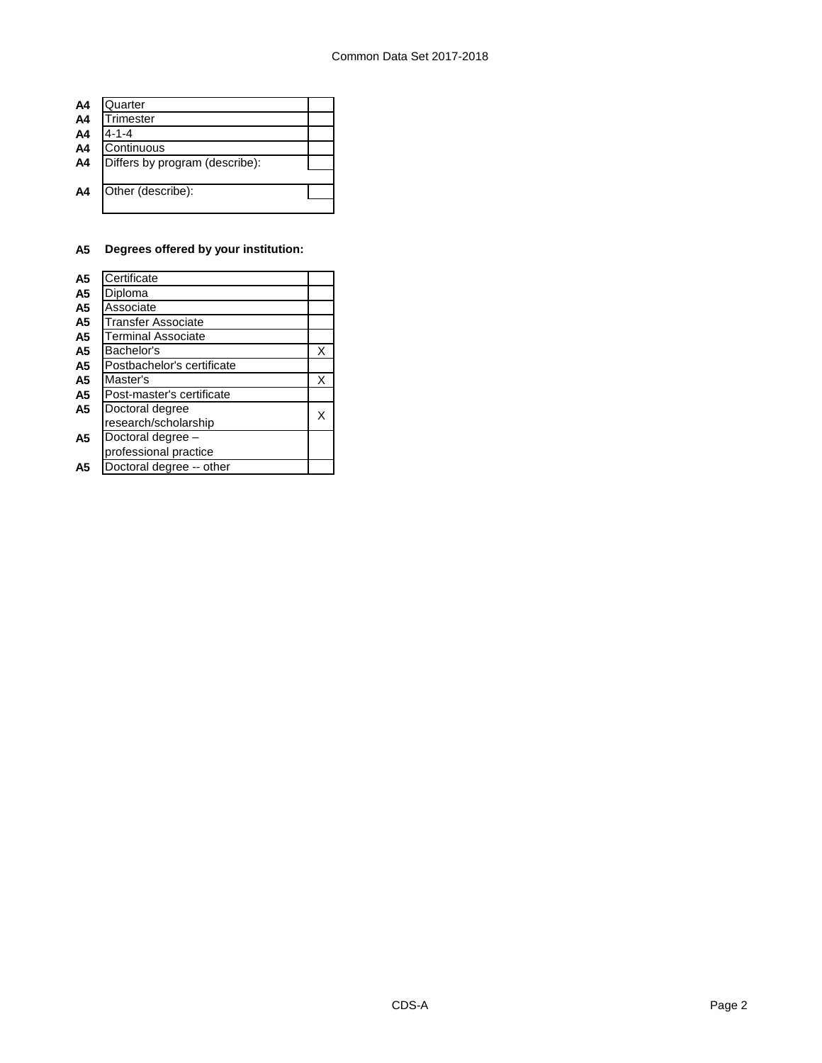| | | |
|---|---|---|
| A4 | Quarter | |
| A4 | Trimester | |
| A4 | 4-1-4 | |
| A4 | Continuous | |
| A4 | Differs by program (describe): | |
| A4 | Other (describe): | |

**A5 Degrees offered by your institution:**

| | | |
|---|---|---|
| A5 | Certificate | |
| A5 | Diploma | |
| A5 | Associate | |
| A5 | Transfer Associate | |
| A5 | Terminal Associate | |
| A5 | Bachelor's | X |
| A5 | Postbachelor's certificate | |
| A5 | Master's | X |
| A5 | Post-master's certificate | |
| A5 | Doctoral degree research/scholarship | X |
| A5 | Doctoral degree – professional practice | |
| A5 | Doctoral degree -- other | |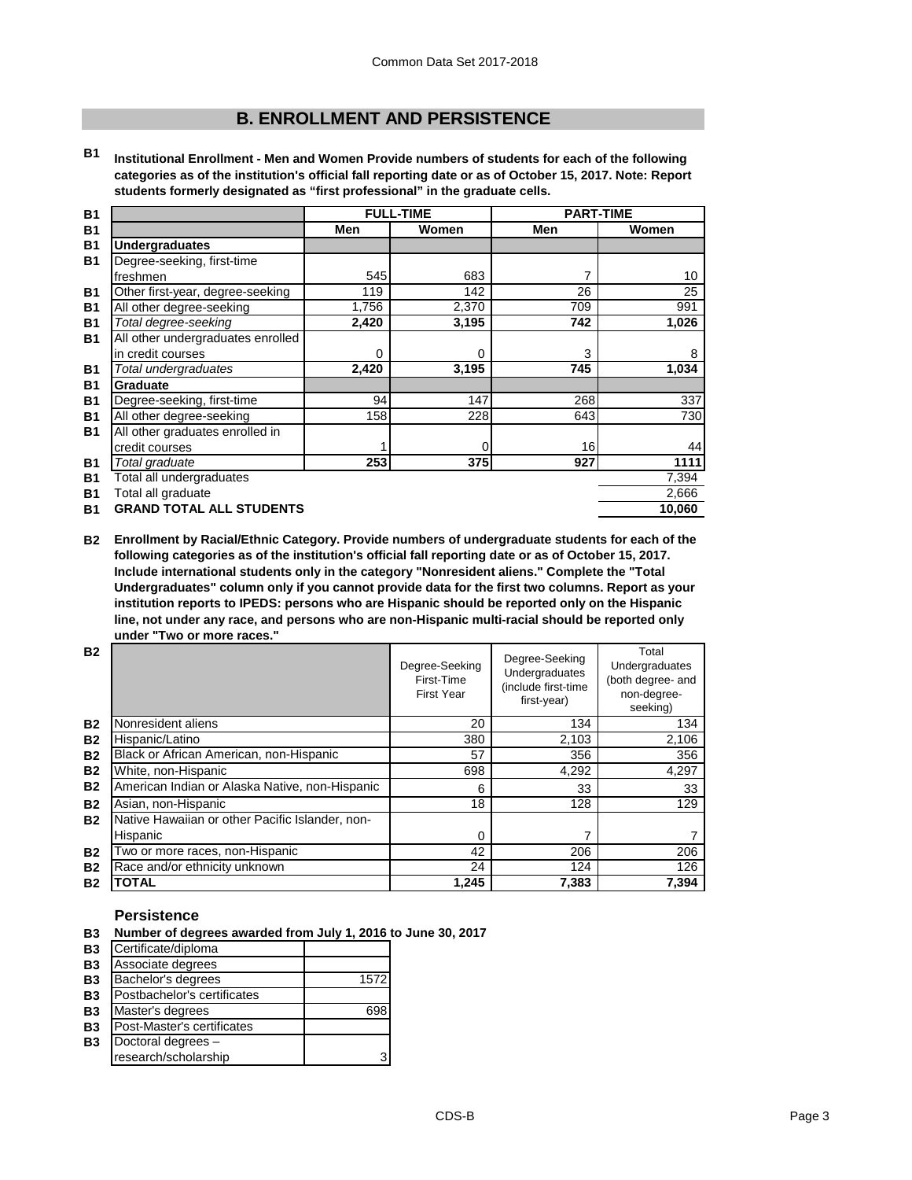## B. ENROLLMENT AND PERSISTENCE

**B1 Institutional Enrollment - Men and Women Provide numbers of students for each of the following categories as of the institution's official fall reporting date or as of October 15, 2017. Note: Report students formerly designated as "first professional" in the graduate cells.**

| | FULL-TIME | | PART-TIME | |
|---|---|---|---|---|
| | **Men** | **Women** | **Men** | **Women** |
| **Undergraduates** | | | | |
| Degree-seeking, first-time freshmen | 545 | 683 | 7 | 10 |
| Other first-year, degree-seeking | 119 | 142 | 26 | 25 |
| All other degree-seeking | 1,756 | 2,370 | 709 | 991 |
| *Total degree-seeking* | **2,420** | **3,195** | **742** | **1,026** |
| All other undergraduates enrolled in credit courses | 0 | 0 | 3 | 8 |
| *Total undergraduates* | **2,420** | **3,195** | **745** | **1,034** |
| **Graduate** | | | | |
| Degree-seeking, first-time | 94 | 147 | 268 | 337 |
| All other degree-seeking | 158 | 228 | 643 | 730 |
| All other graduates enrolled in credit courses | 1 | 0 | 16 | 44 |
| *Total graduate* | **253** | **375** | **927** | **1111** |
| Total all undergraduates | | | | 7,394 |
| Total all graduate | | | | 2,666 |
| **GRAND TOTAL ALL STUDENTS** | | | | **10,060** |

**B2 Enrollment by Racial/Ethnic Category. Provide numbers of undergraduate students for each of the following categories as of the institution's official fall reporting date or as of October 15, 2017. Include international students only in the category "Nonresident aliens." Complete the "Total Undergraduates" column only if you cannot provide data for the first two columns. Report as your institution reports to IPEDS: persons who are Hispanic should be reported only on the Hispanic line, not under any race, and persons who are non-Hispanic multi-racial should be reported only under "Two or more races."**

| | Degree-Seeking First-Time First Year | Degree-Seeking Undergraduates (include first-time first-year) | Total Undergraduates (both degree- and non-degree-seeking) |
|---|---|---|---|
| Nonresident aliens | 20 | 134 | 134 |
| Hispanic/Latino | 380 | 2,103 | 2,106 |
| Black or African American, non-Hispanic | 57 | 356 | 356 |
| White, non-Hispanic | 698 | 4,292 | 4,297 |
| American Indian or Alaska Native, non-Hispanic | 6 | 33 | 33 |
| Asian, non-Hispanic | 18 | 128 | 129 |
| Native Hawaiian or other Pacific Islander, non-Hispanic | 0 | 7 | 7 |
| Two or more races, non-Hispanic | 42 | 206 | 206 |
| Race and/or ethnicity unknown | 24 | 124 | 126 |
| **TOTAL** | **1,245** | **7,383** | **7,394** |

### Persistence

**B3 Number of degrees awarded from July 1, 2016 to June 30, 2017**

| | |
|---|---|
| Certificate/diploma | |
| Associate degrees | |
| Bachelor's degrees | 1572 |
| Postbachelor's certificates | |
| Master's degrees | 698 |
| Post-Master's certificates | |
| Doctoral degrees – research/scholarship | 3 |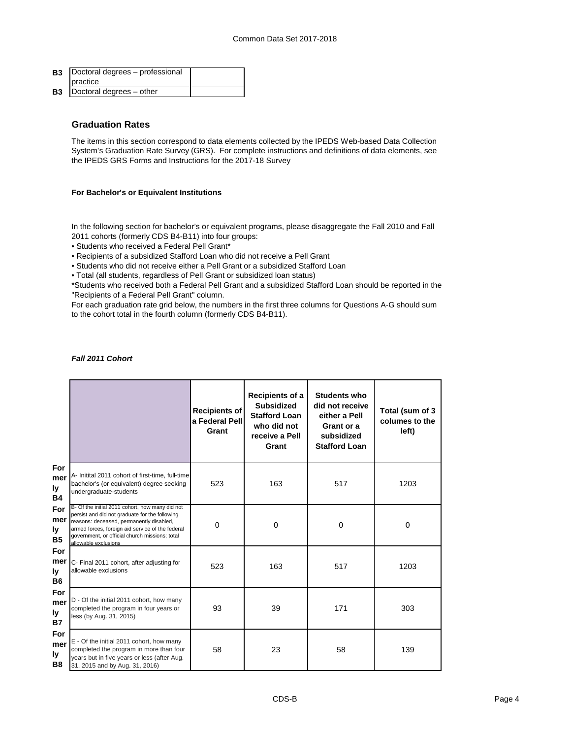| | | |
|---|---|---|
| **B3** | Doctoral degrees – professional practice | |
| **B3** | Doctoral degrees – other | |

## Graduation Rates

The items in this section correspond to data elements collected by the IPEDS Web-based Data Collection System's Graduation Rate Survey (GRS). For complete instructions and definitions of data elements, see the IPEDS GRS Forms and Instructions for the 2017-18 Survey

### For Bachelor's or Equivalent Institutions

In the following section for bachelor's or equivalent programs, please disaggregate the Fall 2010 and Fall 2011 cohorts (formerly CDS B4-B11) into four groups:

- Students who received a Federal Pell Grant*
- Recipients of a subsidized Stafford Loan who did not receive a Pell Grant
- Students who did not receive either a Pell Grant or a subsidized Stafford Loan
- Total (all students, regardless of Pell Grant or subsidized loan status)

*Students who received both a Federal Pell Grant and a subsidized Stafford Loan should be reported in the "Recipients of a Federal Pell Grant" column.

For each graduation rate grid below, the numbers in the first three columns for Questions A-G should sum to the cohort total in the fourth column (formerly CDS B4-B11).

***Fall 2011 Cohort***

| | | Recipients of a Federal Pell Grant | Recipients of a Subsidized Stafford Loan who did not receive a Pell Grant | Students who did not receive either a Pell Grant or a subsidized Stafford Loan | Total (sum of 3 columes to the left) |
|---|---|---|---|---|---|
| **Formerly B4** | A- Initital 2011 cohort of first-time, full-time bachelor's (or equivalent) degree seeking undergraduate-students | 523 | 163 | 517 | 1203 |
| **Formerly B5** | B- Of the initial 2011 cohort, how many did not persist and did not graduate for the following reasons: deceased, permanently disabled, armed forces, foreign aid service of the federal government, or official church missions; total allowable exclusions | 0 | 0 | 0 | 0 |
| **Formerly B6** | C- Final 2011 cohort, after adjusting for allowable exclusions | 523 | 163 | 517 | 1203 |
| **Formerly B7** | D - Of the initial 2011 cohort, how many completed the program in four years or less (by Aug. 31, 2015) | 93 | 39 | 171 | 303 |
| **Formerly B8** | E - Of the initial 2011 cohort, how many completed the program in more than four years but in five years or less (after Aug. 31, 2015 and by Aug. 31, 2016) | 58 | 23 | 58 | 139 |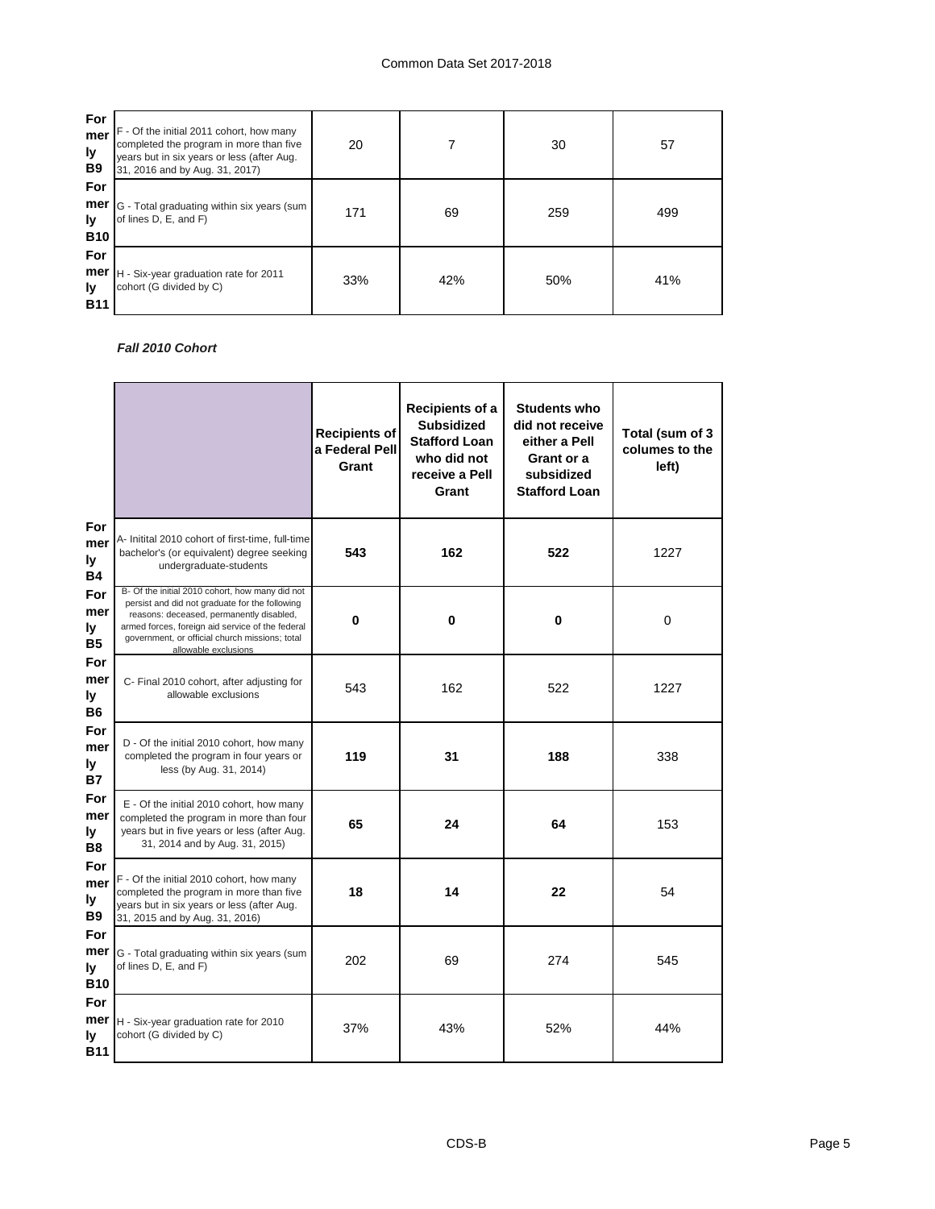| | | | | | |
|---|---|---|---|---|---|
| Formerly B9 | F - Of the initial 2011 cohort, how many completed the program in more than five years but in six years or less (after Aug. 31, 2016 and by Aug. 31, 2017) | 20 | 7 | 30 | 57 |
| Formerly B10 | G - Total graduating within six years (sum of lines D, E, and F) | 171 | 69 | 259 | 499 |
| Formerly B11 | H - Six-year graduation rate for 2011 cohort (G divided by C) | 33% | 42% | 50% | 41% |

***Fall 2010 Cohort***

| | | Recipients of a Federal Pell Grant | Recipients of a Subsidized Stafford Loan who did not receive a Pell Grant | Students who did not receive either a Pell Grant or a subsidized Stafford Loan | Total (sum of 3 columes to the left) |
|---|---|---|---|---|---|
| Formerly B4 | A- Initital 2010 cohort of first-time, full-time bachelor's (or equivalent) degree seeking undergraduate-students | **543** | **162** | **522** | 1227 |
| Formerly B5 | B- Of the initial 2010 cohort, how many did not persist and did not graduate for the following reasons: deceased, permanently disabled, armed forces, foreign aid service of the federal government, or official church missions; total allowable exclusions | **0** | **0** | **0** | 0 |
| Formerly B6 | C- Final 2010 cohort, after adjusting for allowable exclusions | 543 | 162 | 522 | 1227 |
| Formerly B7 | D - Of the initial 2010 cohort, how many completed the program in four years or less (by Aug. 31, 2014) | **119** | **31** | **188** | 338 |
| Formerly B8 | E - Of the initial 2010 cohort, how many completed the program in more than four years but in five years or less (after Aug. 31, 2014 and by Aug. 31, 2015) | **65** | **24** | **64** | 153 |
| Formerly B9 | F - Of the initial 2010 cohort, how many completed the program in more than five years but in six years or less (after Aug. 31, 2015 and by Aug. 31, 2016) | **18** | **14** | **22** | 54 |
| Formerly B10 | G - Total graduating within six years (sum of lines D, E, and F) | 202 | 69 | 274 | 545 |
| Formerly B11 | H - Six-year graduation rate for 2010 cohort (G divided by C) | 37% | 43% | 52% | 44% |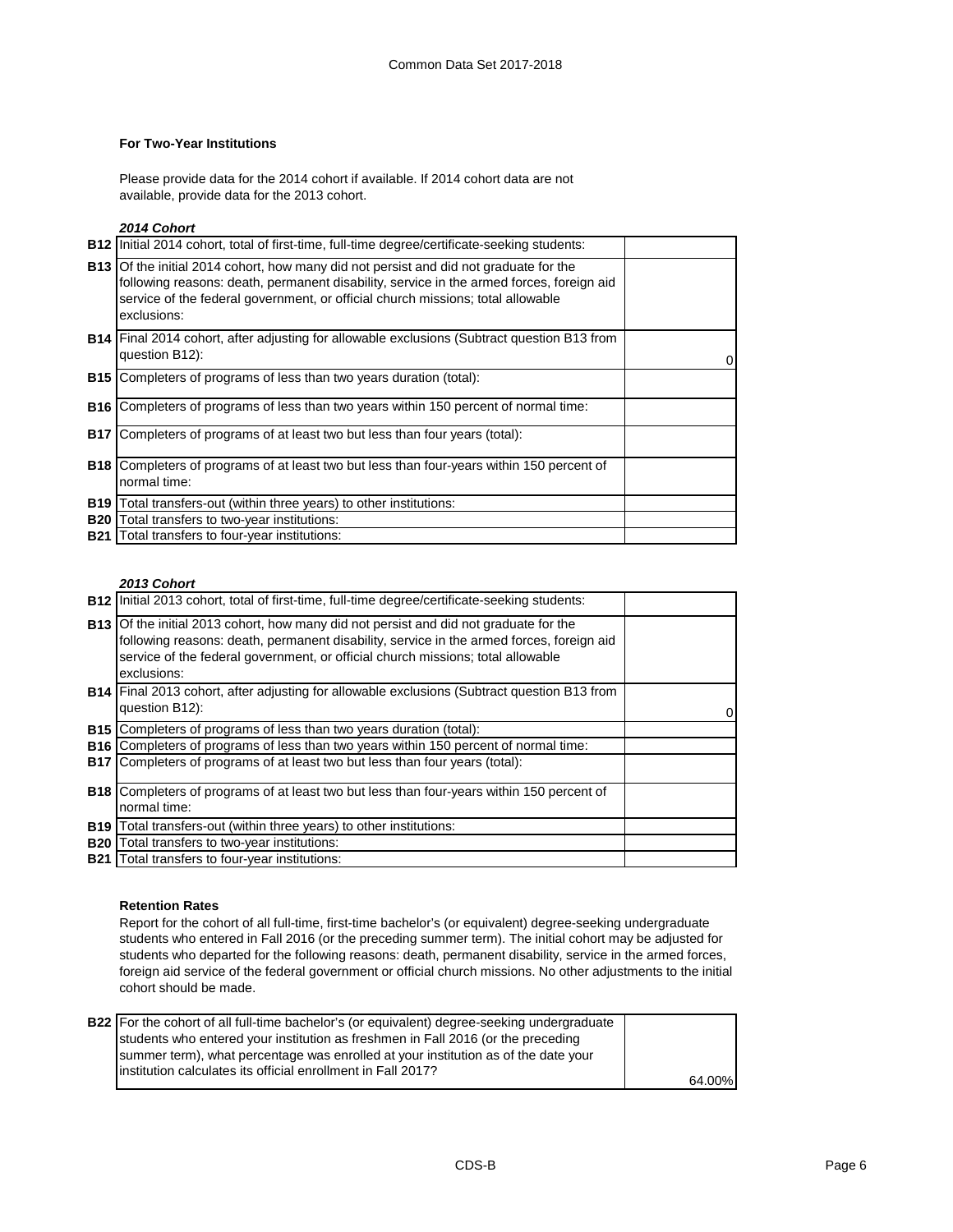### For Two-Year Institutions

Please provide data for the 2014 cohort if available. If 2014 cohort data are not available, provide data for the 2013 cohort.

***2014 Cohort***

| | | |
|---|---|---|
| B12 | Initial 2014 cohort, total of first-time, full-time degree/certificate-seeking students: | |
| B13 | Of the initial 2014 cohort, how many did not persist and did not graduate for the following reasons: death, permanent disability, service in the armed forces, foreign aid service of the federal government, or official church missions; total allowable exclusions: | |
| B14 | Final 2014 cohort, after adjusting for allowable exclusions (Subtract question B13 from question B12): | 0 |
| B15 | Completers of programs of less than two years duration (total): | |
| B16 | Completers of programs of less than two years within 150 percent of normal time: | |
| B17 | Completers of programs of at least two but less than four years (total): | |
| B18 | Completers of programs of at least two but less than four-years within 150 percent of normal time: | |
| B19 | Total transfers-out (within three years) to other institutions: | |
| B20 | Total transfers to two-year institutions: | |
| B21 | Total transfers to four-year institutions: | |

***2013 Cohort***

| | | |
|---|---|---|
| B12 | Initial 2013 cohort, total of first-time, full-time degree/certificate-seeking students: | |
| B13 | Of the initial 2013 cohort, how many did not persist and did not graduate for the following reasons: death, permanent disability, service in the armed forces, foreign aid service of the federal government, or official church missions; total allowable exclusions: | |
| B14 | Final 2013 cohort, after adjusting for allowable exclusions (Subtract question B13 from question B12): | 0 |
| B15 | Completers of programs of less than two years duration (total): | |
| B16 | Completers of programs of less than two years within 150 percent of normal time: | |
| B17 | Completers of programs of at least two but less than four years (total): | |
| B18 | Completers of programs of at least two but less than four-years within 150 percent of normal time: | |
| B19 | Total transfers-out (within three years) to other institutions: | |
| B20 | Total transfers to two-year institutions: | |
| B21 | Total transfers to four-year institutions: | |

### Retention Rates

Report for the cohort of all full-time, first-time bachelor's (or equivalent) degree-seeking undergraduate students who entered in Fall 2016 (or the preceding summer term). The initial cohort may be adjusted for students who departed for the following reasons: death, permanent disability, service in the armed forces, foreign aid service of the federal government or official church missions. No other adjustments to the initial cohort should be made.

| | | |
|---|---|---|
| B22 | For the cohort of all full-time bachelor's (or equivalent) degree-seeking undergraduate students who entered your institution as freshmen in Fall 2016 (or the preceding summer term), what percentage was enrolled at your institution as of the date your institution calculates its official enrollment in Fall 2017? | 64.00% |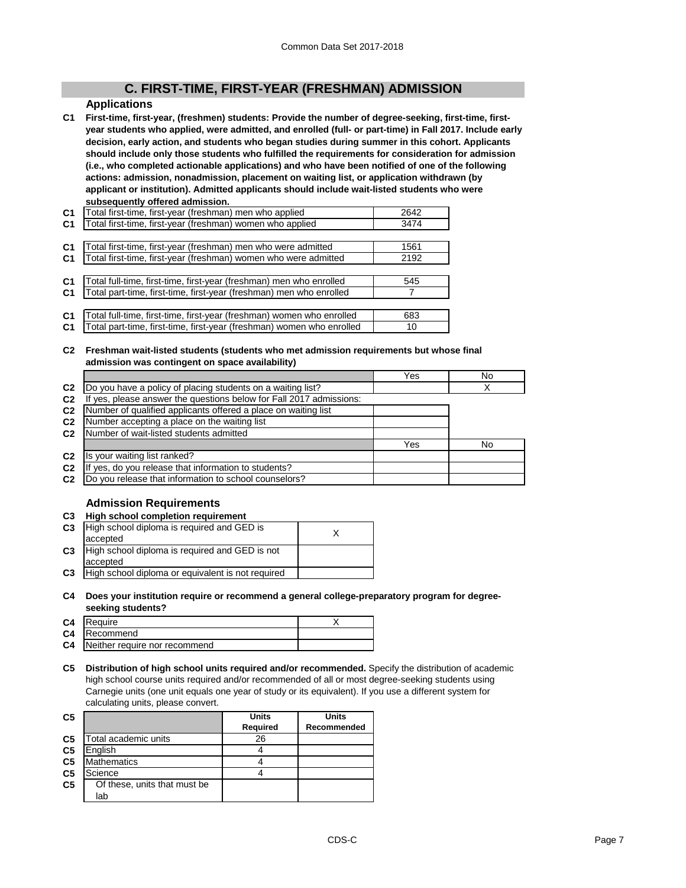## C. FIRST-TIME, FIRST-YEAR (FRESHMAN) ADMISSION

### Applications

**C1 First-time, first-year, (freshmen) students: Provide the number of degree-seeking, first-time, first-year students who applied, were admitted, and enrolled (full- or part-time) in Fall 2017. Include early decision, early action, and students who began studies during summer in this cohort. Applicants should include only those students who fulfilled the requirements for consideration for admission (i.e., who completed actionable applications) and who have been notified of one of the following actions: admission, nonadmission, placement on waiting list, or application withdrawn (by applicant or institution). Admitted applicants should include wait-listed students who were subsequently offered admission.**

| | | |
|---|---|---|
| C1 | Total first-time, first-year (freshman) men who applied | 2642 |
| C1 | Total first-time, first-year (freshman) women who applied | 3474 |
| C1 | Total first-time, first-year (freshman) men who were admitted | 1561 |
| C1 | Total first-time, first-year (freshman) women who were admitted | 2192 |
| C1 | Total full-time, first-time, first-year (freshman) men who enrolled | 545 |
| C1 | Total part-time, first-time, first-year (freshman) men who enrolled | 7 |
| C1 | Total full-time, first-time, first-year (freshman) women who enrolled | 683 |
| C1 | Total part-time, first-time, first-year (freshman) women who enrolled | 10 |

**C2 Freshman wait-listed students (students who met admission requirements but whose final admission was contingent on space availability)**

| | | Yes | No |
|---|---|---|---|
| C2 | Do you have a policy of placing students on a waiting list? | | X |
| C2 | If yes, please answer the questions below for Fall 2017 admissions: | | |
| C2 | Number of qualified applicants offered a place on waiting list | | |
| C2 | Number accepting a place on the waiting list | | |
| C2 | Number of wait-listed students admitted | | |
| | | Yes | No |
| C2 | Is your waiting list ranked? | | |
| C2 | If yes, do you release that information to students? | | |
| C2 | Do you release that information to school counselors? | | |

### Admission Requirements

**C3 High school completion requirement**

| | | |
|---|---|---|
| C3 | High school diploma is required and GED is accepted | X |
| C3 | High school diploma is required and GED is not accepted | |
| C3 | High school diploma or equivalent is not required | |

**C4 Does your institution require or recommend a general college-preparatory program for degree-seeking students?**

| | | |
|---|---|---|
| C4 | Require | X |
| C4 | Recommend | |
| C4 | Neither require nor recommend | |

**C5 Distribution of high school units required and/or recommended.** Specify the distribution of academic high school course units required and/or recommended of all or most degree-seeking students using Carnegie units (one unit equals one year of study or its equivalent). If you use a different system for calculating units, please convert.

| C5 | | Units Required | Units Recommended |
|---|---|---|---|
| C5 | Total academic units | 26 | |
| C5 | English | 4 | |
| C5 | Mathematics | 4 | |
| C5 | Science | 4 | |
| C5 | Of these, units that must be lab | | |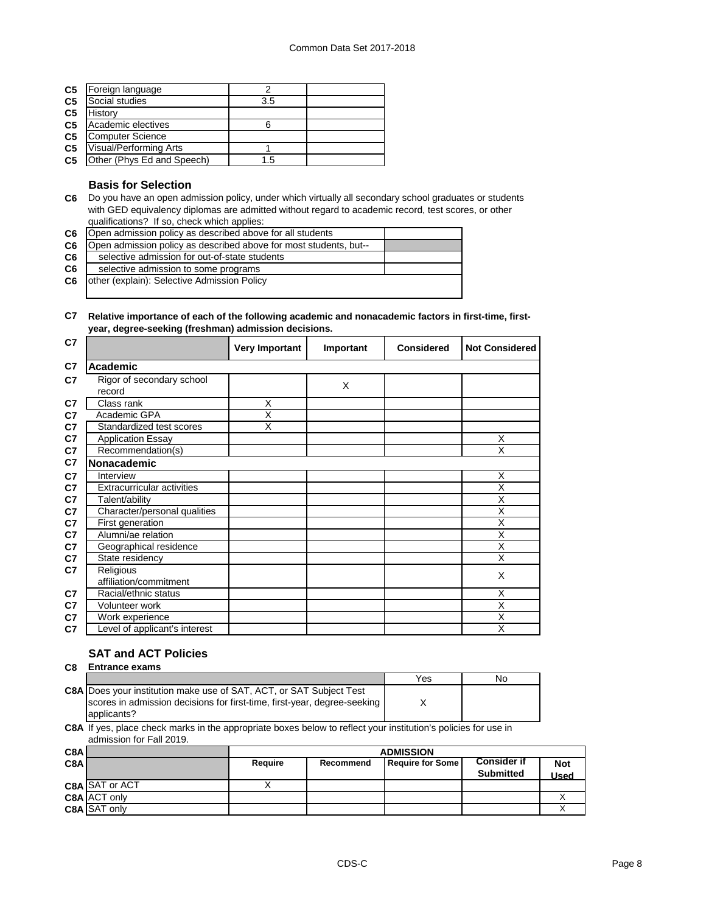| | | | |
|---|---|---|---|
| C5 | Foreign language | 2 | |
| C5 | Social studies | 3.5 | |
| C5 | History | | |
| C5 | Academic electives | 6 | |
| C5 | Computer Science | | |
| C5 | Visual/Performing Arts | 1 | |
| C5 | Other (Phys Ed and Speech) | 1.5 | |

### Basis for Selection

**C6** Do you have an open admission policy, under which virtually all secondary school graduates or students with GED equivalency diplomas are admitted without regard to academic record, test scores, or other qualifications? If so, check which applies:

| | | |
|---|---|---|
| C6 | Open admission policy as described above for all students | |
| C6 | Open admission policy as described above for most students, but-- | |
| C6 | selective admission for out-of-state students | |
| C6 | selective admission to some programs | |
| C6 | other (explain): Selective Admission Policy | |

**C7 Relative importance of each of the following academic and nonacademic factors in first-time, first-year, degree-seeking (freshman) admission decisions.**

| C7 | | Very Important | Important | Considered | Not Considered |
|---|---|---|---|---|---|
| C7 | **Academic** | | | | |
| C7 | Rigor of secondary school record | | X | | |
| C7 | Class rank | X | | | |
| C7 | Academic GPA | X | | | |
| C7 | Standardized test scores | X | | | |
| C7 | Application Essay | | | | X |
| C7 | Recommendation(s) | | | | X |
| C7 | **Nonacademic** | | | | |
| C7 | Interview | | | | X |
| C7 | Extracurricular activities | | | | X |
| C7 | Talent/ability | | | | X |
| C7 | Character/personal qualities | | | | X |
| C7 | First generation | | | | X |
| C7 | Alumni/ae relation | | | | X |
| C7 | Geographical residence | | | | X |
| C7 | State residency | | | | X |
| C7 | Religious affiliation/commitment | | | | X |
| C7 | Racial/ethnic status | | | | X |
| C7 | Volunteer work | | | | X |
| C7 | Work experience | | | | X |
| C7 | Level of applicant's interest | | | | X |

### SAT and ACT Policies

**C8 Entrance exams**

| | | Yes | No |
|---|---|---|---|
| C8A | Does your institution make use of SAT, ACT, or SAT Subject Test scores in admission decisions for first-time, first-year, degree-seeking applicants? | X | |

**C8A** If yes, place check marks in the appropriate boxes below to reflect your institution's policies for use in admission for Fall 2019.

| C8A | | ADMISSION | | | | |
|---|---|---|---|---|---|---|
| C8A | | Require | Recommend | Require for Some | Consider if Submitted | Not Used |
| C8A | SAT or ACT | X | | | | |
| C8A | ACT only | | | | | X |
| C8A | SAT only | | | | | X |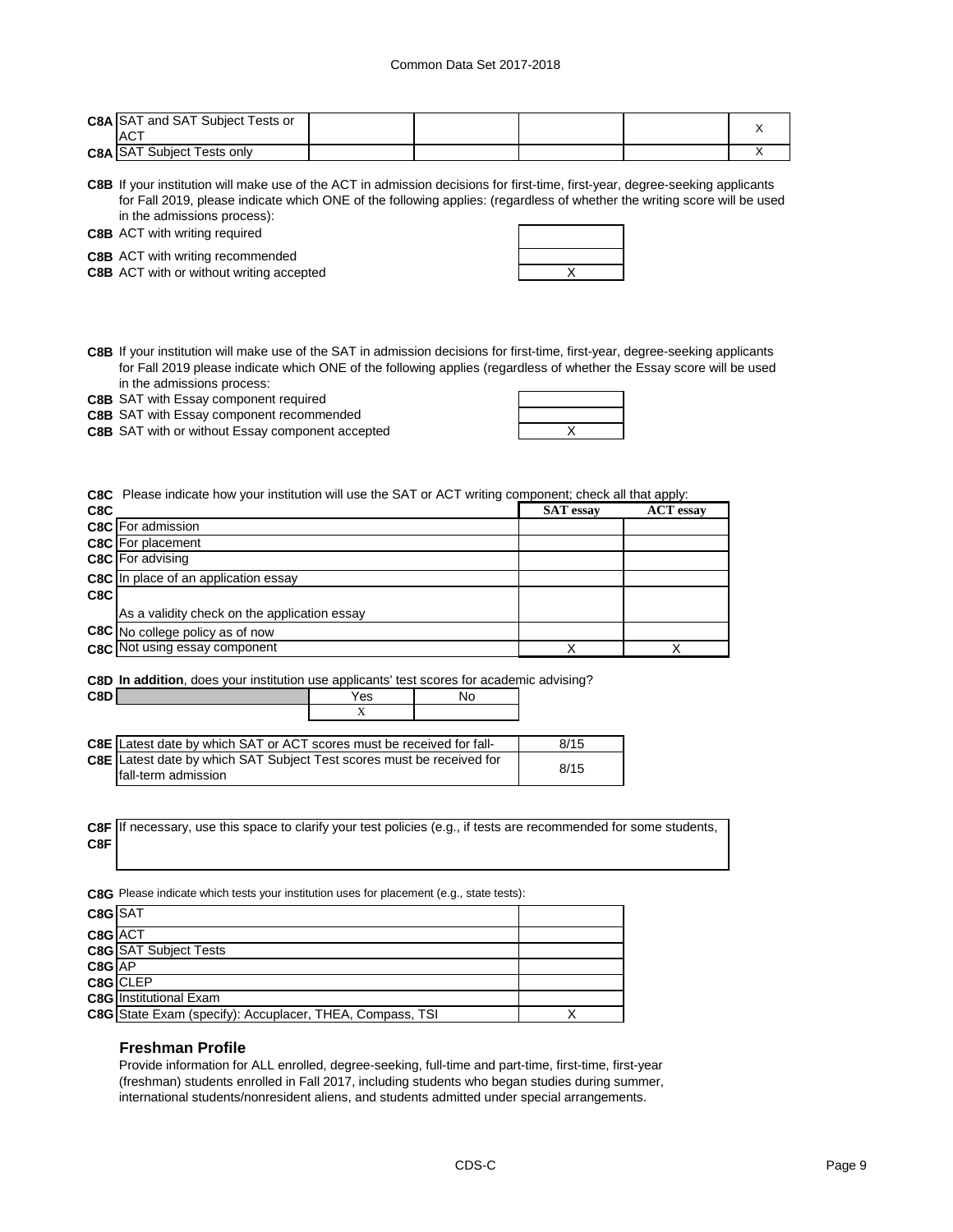| | | | | | | |
|---|---|---|---|---|---|---|
| C8A | SAT and SAT Subject Tests or ACT | | | | | X |
| C8A | SAT Subject Tests only | | | | | X |

**C8B** If your institution will make use of the ACT in admission decisions for first-time, first-year, degree-seeking applicants for Fall 2019, please indicate which ONE of the following applies: (regardless of whether the writing score will be used in the admissions process):

| | | |
|---|---|---|
| C8B | ACT with writing required | |
| C8B | ACT with writing recommended | |
| C8B | ACT with or without writing accepted | X |

**C8B** If your institution will make use of the SAT in admission decisions for first-time, first-year, degree-seeking applicants for Fall 2019 please indicate which ONE of the following applies (regardless of whether the Essay score will be used in the admissions process:

| | | |
|---|---|---|
| C8B | SAT with Essay component required | |
| C8B | SAT with Essay component recommended | |
| C8B | SAT with or without Essay component accepted | X |

**C8C** Please indicate how your institution will use the SAT or ACT writing component; check all that apply:

| | | SAT essay | ACT essay |
|---|---|---|---|
| C8C | For admission | | |
| C8C | For placement | | |
| C8C | For advising | | |
| C8C | In place of an application essay | | |
| C8C | As a validity check on the application essay | | |
| C8C | No college policy as of now | | |
| C8C | Not using essay component | X | X |

**C8D** **In addition**, does your institution use applicants' test scores for academic advising?

| | | Yes | No |
|---|---|---|---|
| C8D | | X | |

| | | |
|---|---|---|
| C8E | Latest date by which SAT or ACT scores must be received for fall- | 8/15 |
| C8E | Latest date by which SAT Subject Test scores must be received for fall-term admission | 8/15 |

**C8F** If necessary, use this space to clarify your test policies (e.g., if tests are recommended for some students,

**C8F**

**C8G** Please indicate which tests your institution uses for placement (e.g., state tests):

| | | |
|---|---|---|
| C8G | SAT | |
| C8G | ACT | |
| C8G | SAT Subject Tests | |
| C8G | AP | |
| C8G | CLEP | |
| C8G | Institutional Exam | |
| C8G | State Exam (specify): Accuplacer, THEA, Compass, TSI | X |

### Freshman Profile

Provide information for ALL enrolled, degree-seeking, full-time and part-time, first-time, first-year (freshman) students enrolled in Fall 2017, including students who began studies during summer, international students/nonresident aliens, and students admitted under special arrangements.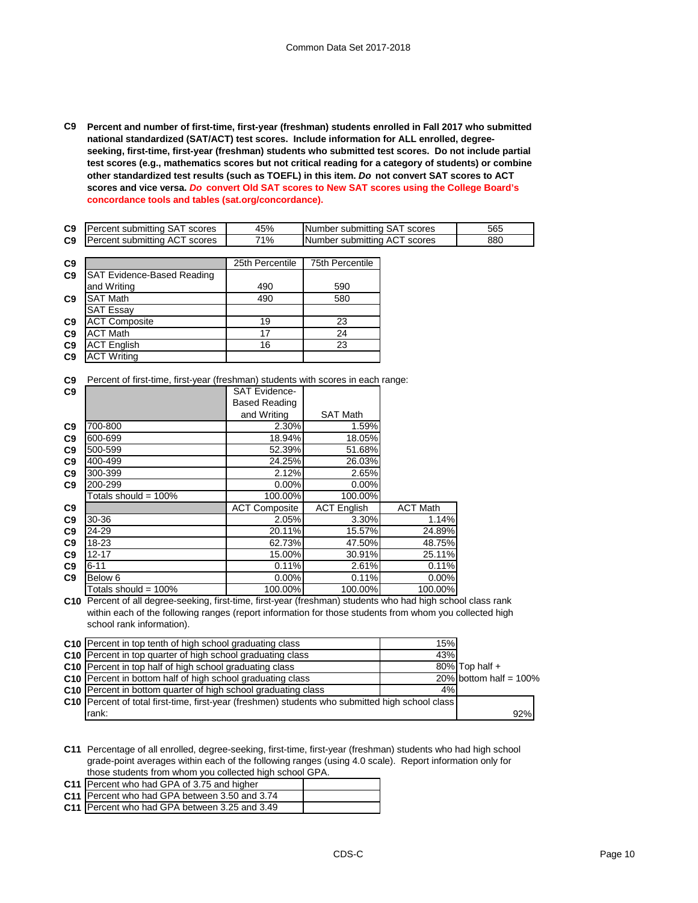**C9 Percent and number of first-time, first-year (freshman) students enrolled in Fall 2017 who submitted national standardized (SAT/ACT) test scores. Include information for ALL enrolled, degree-seeking, first-time, first-year (freshman) students who submitted test scores. Do not include partial test scores (e.g., mathematics scores but not critical reading for a category of students) or combine other standardized test results (such as TOEFL) in this item. *Do* not convert SAT scores to ACT scores and vice versa. *Do convert Old SAT scores to New SAT scores using the College Board's concordance tools and tables (sat.org/concordance).***

| | | | | |
|---|---|---|---|---|
| C9 | Percent submitting SAT scores | 45% | Number submitting SAT scores | 565 |
| C9 | Percent submitting ACT scores | 71% | Number submitting ACT scores | 880 |

| | | 25th Percentile | 75th Percentile |
|---|---|---|---|
| C9 | SAT Evidence-Based Reading and Writing | 490 | 590 |
| C9 | SAT Math | 490 | 580 |
| | SAT Essay | | |
| C9 | ACT Composite | 19 | 23 |
| C9 | ACT Math | 17 | 24 |
| C9 | ACT English | 16 | 23 |
| C9 | ACT Writing | | |

C9 Percent of first-time, first-year (freshman) students with scores in each range:

| | | SAT Evidence-Based Reading and Writing | SAT Math |
|---|---|---|---|
| C9 | 700-800 | 2.30% | 1.59% |
| C9 | 600-699 | 18.94% | 18.05% |
| C9 | 500-599 | 52.39% | 51.68% |
| C9 | 400-499 | 24.25% | 26.03% |
| C9 | 300-399 | 2.12% | 2.65% |
| C9 | 200-299 | 0.00% | 0.00% |
| | Totals should = 100% | 100.00% | 100.00% |

| | | ACT Composite | ACT English | ACT Math |
|---|---|---|---|---|
| C9 | 30-36 | 2.05% | 3.30% | 1.14% |
| C9 | 24-29 | 20.11% | 15.57% | 24.89% |
| C9 | 18-23 | 62.73% | 47.50% | 48.75% |
| C9 | 12-17 | 15.00% | 30.91% | 25.11% |
| C9 | 6-11 | 0.11% | 2.61% | 0.11% |
| C9 | Below 6 | 0.00% | 0.11% | 0.00% |
| | Totals should = 100% | 100.00% | 100.00% | 100.00% |

**C10** Percent of all degree-seeking, first-time, first-year (freshman) students who had high school class rank within each of the following ranges (report information for those students from whom you collected high school rank information).

| | | | |
|---|---|---|---|
| C10 | Percent in top tenth of high school graduating class | 15% | |
| C10 | Percent in top quarter of high school graduating class | 43% | |
| C10 | Percent in top half of high school graduating class | 80% | Top half + |
| C10 | Percent in bottom half of high school graduating class | 20% | bottom half = 100% |
| C10 | Percent in bottom quarter of high school graduating class | 4% | |
| C10 | Percent of total first-time, first-year (freshmen) students who submitted high school class rank: | 92% | |

**C11** Percentage of all enrolled, degree-seeking, first-time, first-year (freshman) students who had high school grade-point averages within each of the following ranges (using 4.0 scale). Report information only for those students from whom you collected high school GPA.

| | | |
|---|---|---|
| C11 | Percent who had GPA of 3.75 and higher | |
| C11 | Percent who had GPA between 3.50 and 3.74 | |
| C11 | Percent who had GPA between 3.25 and 3.49 | |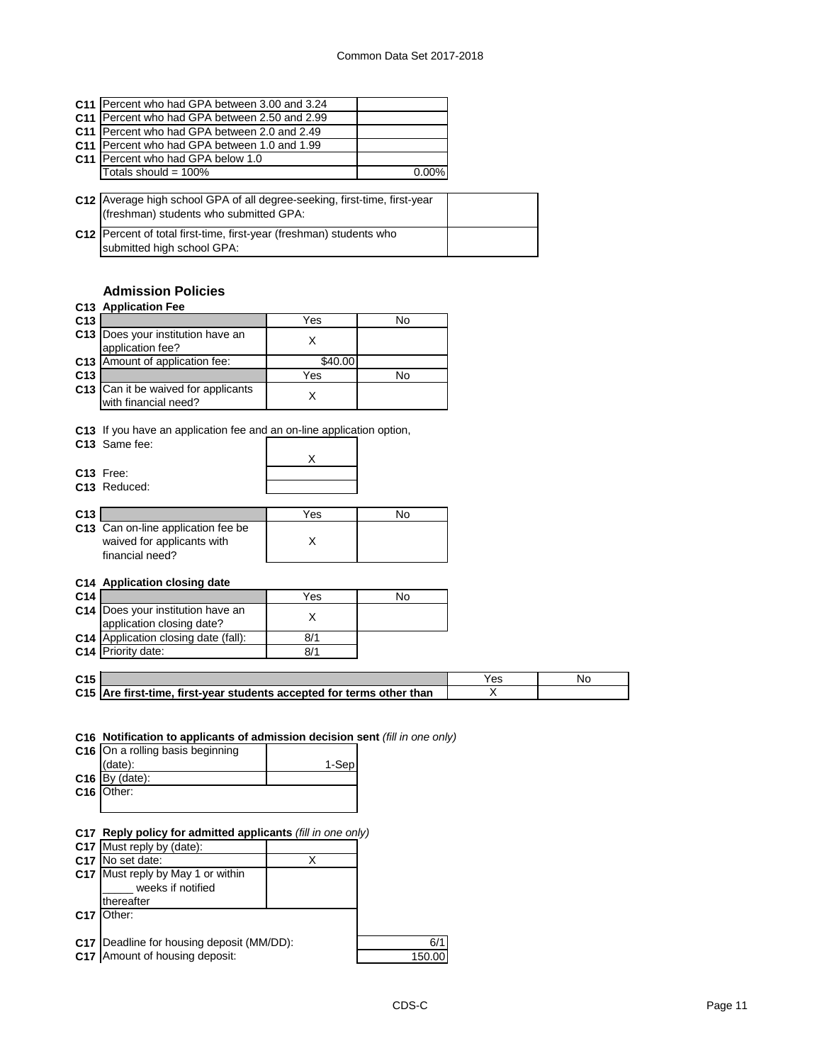| | | |
|---|---|---|
| C11 | Percent who had GPA between 3.00 and 3.24 | |
| C11 | Percent who had GPA between 2.50 and 2.99 | |
| C11 | Percent who had GPA between 2.0 and 2.49 | |
| C11 | Percent who had GPA between 1.0 and 1.99 | |
| C11 | Percent who had GPA below 1.0 | |
| | Totals should = 100% | 0.00% |

| | | |
|---|---|---|
| C12 | Average high school GPA of all degree-seeking, first-time, first-year (freshman) students who submitted GPA: | |
| C12 | Percent of total first-time, first-year (freshman) students who submitted high school GPA: | |

### Admission Policies

**C13 Application Fee**

| | | Yes | No |
|---|---|---|---|
| C13 | Does your institution have an application fee? | X | |
| C13 | Amount of application fee: | $40.00 | |
| C13 | | Yes | No |
| C13 | Can it be waived for applicants with financial need? | X | |

C13 If you have an application fee and an on-line application option,

| | | |
|---|---|---|
| C13 | Same fee: | X |
| C13 | Free: | |
| C13 | Reduced: | |

| | | Yes | No |
|---|---|---|---|
| C13 | Can on-line application fee be waived for applicants with financial need? | X | |

**C14 Application closing date**

| | | Yes | No |
|---|---|---|---|
| C14 | Does your institution have an application closing date? | X | |
| C14 | Application closing date (fall): | 8/1 | |
| C14 | Priority date: | 8/1 | |

| | | Yes | No |
|---|---|---|---|
| C15 | **Are first-time, first-year students accepted for terms other than** | X | |

**C16 Notification to applicants of admission decision sent** *(fill in one only)*

| | | |
|---|---|---|
| C16 | On a rolling basis beginning (date): | 1-Sep |
| C16 | By (date): | |
| C16 | Other: | |

**C17 Reply policy for admitted applicants** *(fill in one only)*

| | | |
|---|---|---|
| C17 | Must reply by (date): | |
| C17 | No set date: | X |
| C17 | Must reply by May 1 or within _____ weeks if notified thereafter | |
| C17 | Other: | |

| | | |
|---|---|---|
| C17 | Deadline for housing deposit (MM/DD): | 6/1 |
| C17 | Amount of housing deposit: | 150.00 |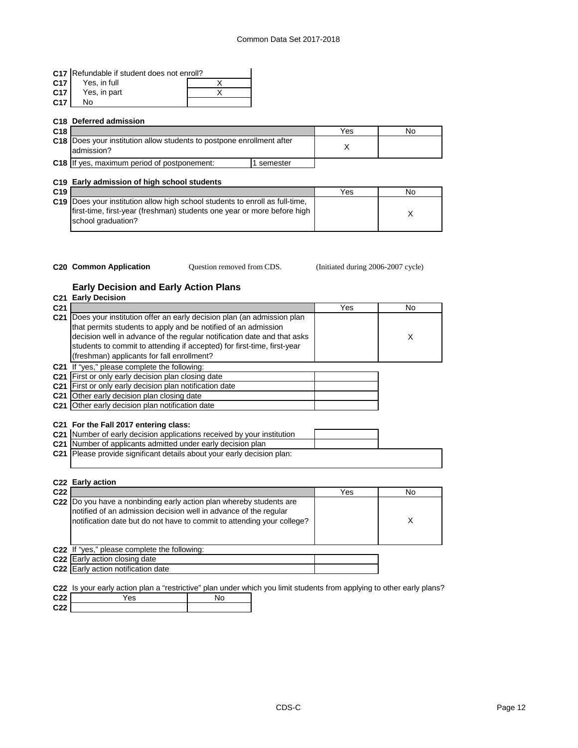| | | |
|---|---|---|
| C17 | Refundable if student does not enroll? | |
| C17 | Yes, in full | X |
| C17 | Yes, in part | X |
| C17 | No | |

**C18 Deferred admission**

| | | | Yes | No |
|---|---|---|---|---|
| C18 | Does your institution allow students to postpone enrollment after admission? | | X | |
| C18 | If yes, maximum period of postponement: | 1 semester | | |

**C19 Early admission of high school students**

| | | Yes | No |
|---|---|---|---|
| C19 | Does your institution allow high school students to enroll as full-time, first-time, first-year (freshman) students one year or more before high school graduation? | | X |

**C20 Common Application** Question removed from CDS. (Initiated during 2006-2007 cycle)

## Early Decision and Early Action Plans

**C21 Early Decision**

| | | Yes | No |
|---|---|---|---|
| C21 | Does your institution offer an early decision plan (an admission plan that permits students to apply and be notified of an admission decision well in advance of the regular notification date and that asks students to commit to attending if accepted) for first-time, first-year (freshman) applicants for fall enrollment? | | X |

C21 If "yes," please complete the following:

| | | |
|---|---|---|
| C21 | First or only early decision plan closing date | |
| C21 | First or only early decision plan notification date | |
| C21 | Other early decision plan closing date | |
| C21 | Other early decision plan notification date | |

**C21 For the Fall 2017 entering class:**

| | | |
|---|---|---|
| C21 | Number of early decision applications received by your institution | |
| C21 | Number of applicants admitted under early decision plan | |
| C21 | Please provide significant details about your early decision plan: | |

**C22 Early action**

| | | Yes | No |
|---|---|---|---|
| C22 | Do you have a nonbinding early action plan whereby students are notified of an admission decision well in advance of the regular notification date but do not have to commit to attending your college? | | X |

C22 If "yes," please complete the following:

| | | |
|---|---|---|
| C22 | Early action closing date | |
| C22 | Early action notification date | |

C22 Is your early action plan a "restrictive" plan under which you limit students from applying to other early plans?

| | Yes | No |
|---|---|---|
| C22 | | |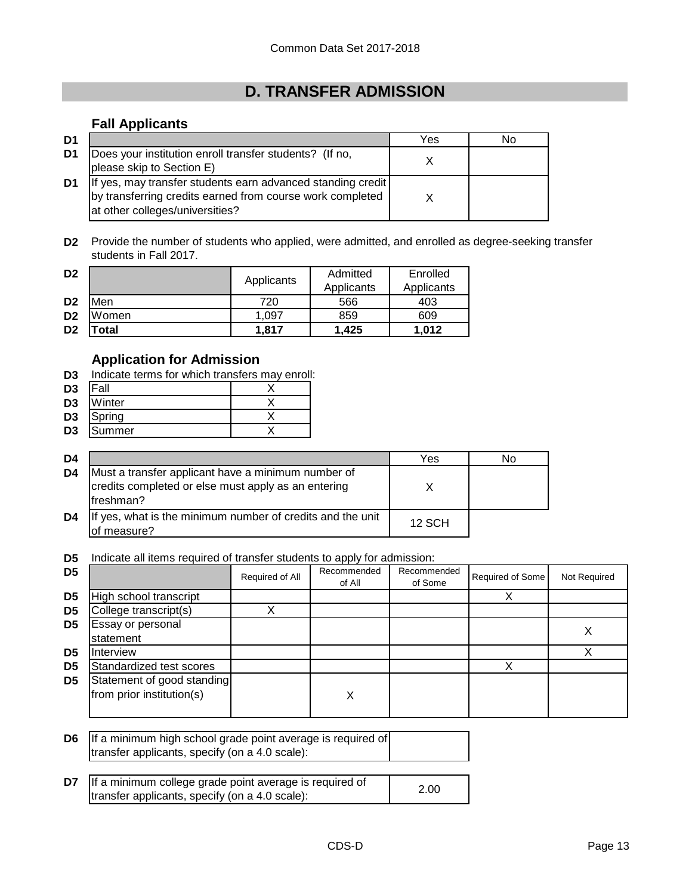# D. TRANSFER ADMISSION

### Fall Applicants

| D1 | | Yes | No |
|---|---|---|---|
| D1 | Does your institution enroll transfer students? (If no, please skip to Section E) | X | |
| D1 | If yes, may transfer students earn advanced standing credit by transferring credits earned from course work completed at other colleges/universities? | X | |

**D2** Provide the number of students who applied, were admitted, and enrolled as degree-seeking transfer students in Fall 2017.

| D2 | | Applicants | Admitted Applicants | Enrolled Applicants |
|---|---|---|---|---|
| D2 | Men | 720 | 566 | 403 |
| D2 | Women | 1,097 | 859 | 609 |
| D2 | **Total** | **1,817** | **1,425** | **1,012** |

### Application for Admission

**D3** Indicate terms for which transfers may enroll:

| D3 | Term | |
|---|---|---|
| D3 | Fall | X |
| D3 | Winter | X |
| D3 | Spring | X |
| D3 | Summer | X |

| D4 | | Yes | No |
|---|---|---|---|
| D4 | Must a transfer applicant have a minimum number of credits completed or else must apply as an entering freshman? | X | |
| D4 | If yes, what is the minimum number of credits and the unit of measure? | 12 SCH | |

**D5** Indicate all items required of transfer students to apply for admission:

| D5 | | Required of All | Recommended of All | Recommended of Some | Required of Some | Not Required |
|---|---|---|---|---|---|---|
| D5 | High school transcript | | | | X | |
| D5 | College transcript(s) | X | | | | |
| D5 | Essay or personal statement | | | | | X |
| D5 | Interview | | | | | X |
| D5 | Standardized test scores | | | | X | |
| D5 | Statement of good standing from prior institution(s) | | X | | | |

| D6 | If a minimum high school grade point average is required of transfer applicants, specify (on a 4.0 scale): | |
|---|---|---|

| D7 | If a minimum college grade point average is required of transfer applicants, specify (on a 4.0 scale): | 2.00 |
|---|---|---|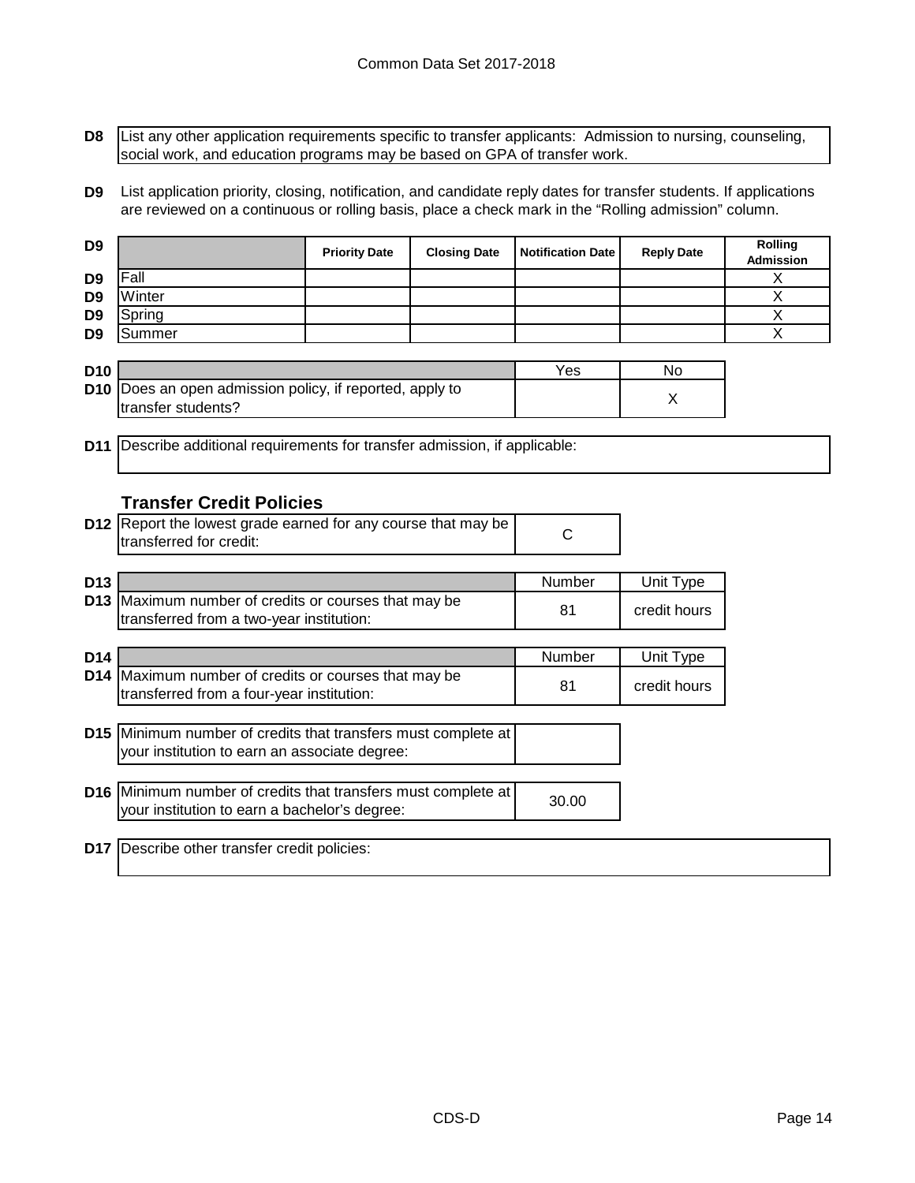**D8** List any other application requirements specific to transfer applicants: Admission to nursing, counseling, social work, and education programs may be based on GPA of transfer work.

**D9** List application priority, closing, notification, and candidate reply dates for transfer students. If applications are reviewed on a continuous or rolling basis, place a check mark in the "Rolling admission" column.

| D9 | | Priority Date | Closing Date | Notification Date | Reply Date | Rolling Admission |
|---|---|---|---|---|---|---|
| D9 | Fall | | | | | X |
| D9 | Winter | | | | | X |
| D9 | Spring | | | | | X |
| D9 | Summer | | | | | X |

| D10 | | Yes | No |
|---|---|---|---|
| D10 | Does an open admission policy, if reported, apply to transfer students? | | X |

**D11** Describe additional requirements for transfer admission, if applicable:

### Transfer Credit Policies

| | | |
|---|---|---|
| D12 | Report the lowest grade earned for any course that may be transferred for credit: | C |

| D13 | | Number | Unit Type |
|---|---|---|---|
| D13 | Maximum number of credits or courses that may be transferred from a two-year institution: | 81 | credit hours |

| D14 | | Number | Unit Type |
|---|---|---|---|
| D14 | Maximum number of credits or courses that may be transferred from a four-year institution: | 81 | credit hours |

| | | |
|---|---|---|
| D15 | Minimum number of credits that transfers must complete at your institution to earn an associate degree: | |

| | | |
|---|---|---|
| D16 | Minimum number of credits that transfers must complete at your institution to earn a bachelor's degree: | 30.00 |

**D17** Describe other transfer credit policies: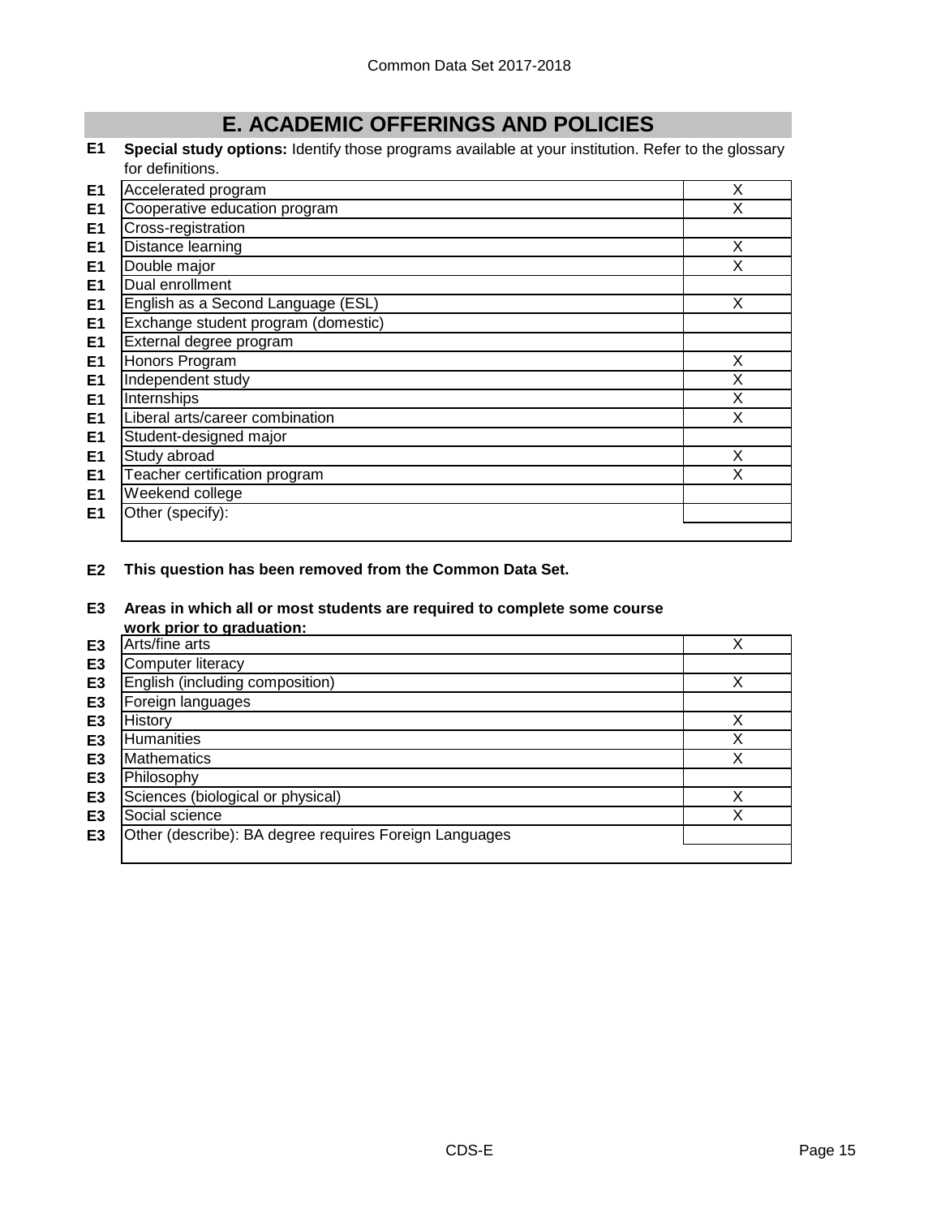## E. ACADEMIC OFFERINGS AND POLICIES

**E1** **Special study options:** Identify those programs available at your institution. Refer to the glossary for definitions.

| | | |
|---|---|---|
| E1 | Accelerated program | X |
| E1 | Cooperative education program | X |
| E1 | Cross-registration | |
| E1 | Distance learning | X |
| E1 | Double major | X |
| E1 | Dual enrollment | |
| E1 | English as a Second Language (ESL) | X |
| E1 | Exchange student program (domestic) | |
| E1 | External degree program | |
| E1 | Honors Program | X |
| E1 | Independent study | X |
| E1 | Internships | X |
| E1 | Liberal arts/career combination | X |
| E1 | Student-designed major | |
| E1 | Study abroad | X |
| E1 | Teacher certification program | X |
| E1 | Weekend college | |
| E1 | Other (specify): | |

**E2** **This question has been removed from the Common Data Set.**

**E3** **Areas in which all or most students are required to complete some course work prior to graduation:**

| | | |
|---|---|---|
| E3 | Arts/fine arts | X |
| E3 | Computer literacy | |
| E3 | English (including composition) | X |
| E3 | Foreign languages | |
| E3 | History | X |
| E3 | Humanities | X |
| E3 | Mathematics | X |
| E3 | Philosophy | |
| E3 | Sciences (biological or physical) | X |
| E3 | Social science | X |
| E3 | Other (describe): BA degree requires Foreign Languages | |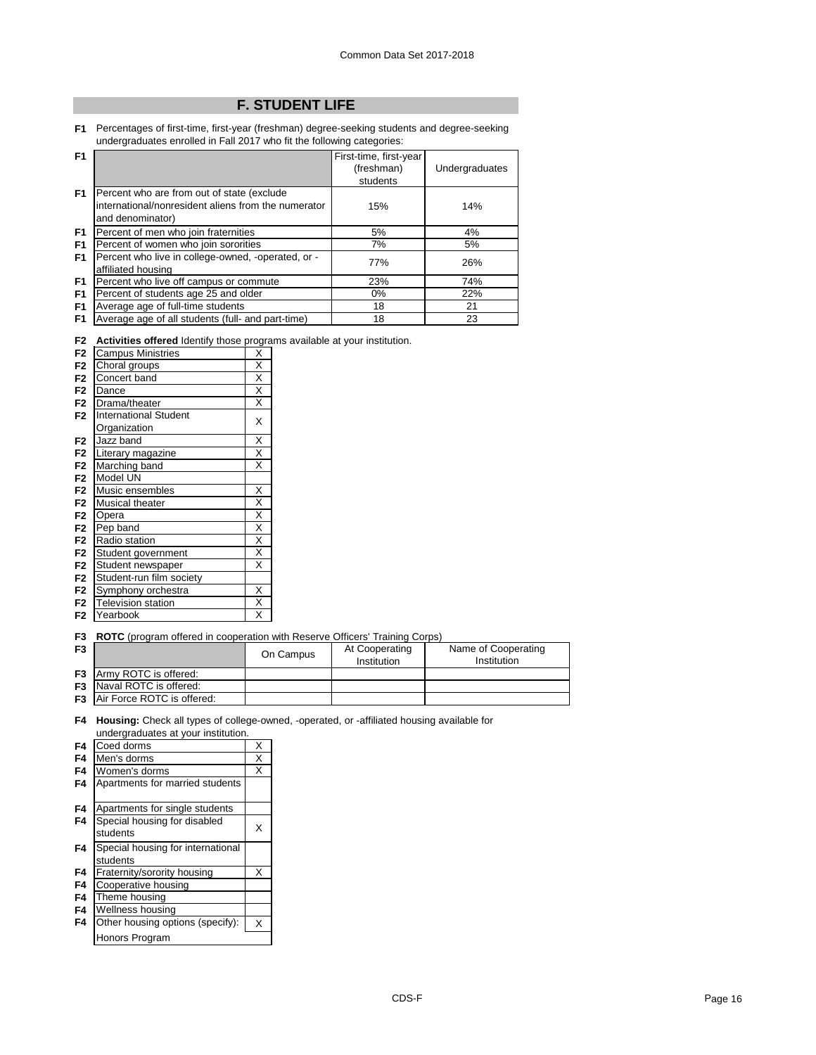## F. STUDENT LIFE

**F1** Percentages of first-time, first-year (freshman) degree-seeking students and degree-seeking undergraduates enrolled in Fall 2017 who fit the following categories:

| | | First-time, first-year (freshman) students | Undergraduates |
|---|---|---|---|
| F1 | Percent who are from out of state (exclude international/nonresident aliens from the numerator and denominator) | 15% | 14% |
| F1 | Percent of men who join fraternities | 5% | 4% |
| F1 | Percent of women who join sororities | 7% | 5% |
| F1 | Percent who live in college-owned, -operated, or -affiliated housing | 77% | 26% |
| F1 | Percent who live off campus or commute | 23% | 74% |
| F1 | Percent of students age 25 and older | 0% | 22% |
| F1 | Average age of full-time students | 18 | 21 |
| F1 | Average age of all students (full- and part-time) | 18 | 23 |

**F2** **Activities offered** Identify those programs available at your institution.

| | | |
|---|---|---|
| F2 | Campus Ministries | X |
| F2 | Choral groups | X |
| F2 | Concert band | X |
| F2 | Dance | X |
| F2 | Drama/theater | X |
| F2 | International Student Organization | X |
| F2 | Jazz band | X |
| F2 | Literary magazine | X |
| F2 | Marching band | X |
| F2 | Model UN | |
| F2 | Music ensembles | X |
| F2 | Musical theater | X |
| F2 | Opera | X |
| F2 | Pep band | X |
| F2 | Radio station | X |
| F2 | Student government | X |
| F2 | Student newspaper | X |
| F2 | Student-run film society | |
| F2 | Symphony orchestra | X |
| F2 | Television station | X |
| F2 | Yearbook | X |

**F3** **ROTC** (program offered in cooperation with Reserve Officers' Training Corps)

| F3 | | On Campus | At Cooperating Institution | Name of Cooperating Institution |
|---|---|---|---|---|
| F3 | Army ROTC is offered: | | | |
| F3 | Naval ROTC is offered: | | | |
| F3 | Air Force ROTC is offered: | | | |

**F4** **Housing:** Check all types of college-owned, -operated, or -affiliated housing available for undergraduates at your institution.

| | | |
|---|---|---|
| F4 | Coed dorms | X |
| F4 | Men's dorms | X |
| F4 | Women's dorms | X |
| F4 | Apartments for married students | |
| F4 | Apartments for single students | |
| F4 | Special housing for disabled students | X |
| F4 | Special housing for international students | |
| F4 | Fraternity/sorority housing | X |
| F4 | Cooperative housing | |
| F4 | Theme housing | |
| F4 | Wellness housing | |
| F4 | Other housing options (specify): | X |
| | Honors Program | |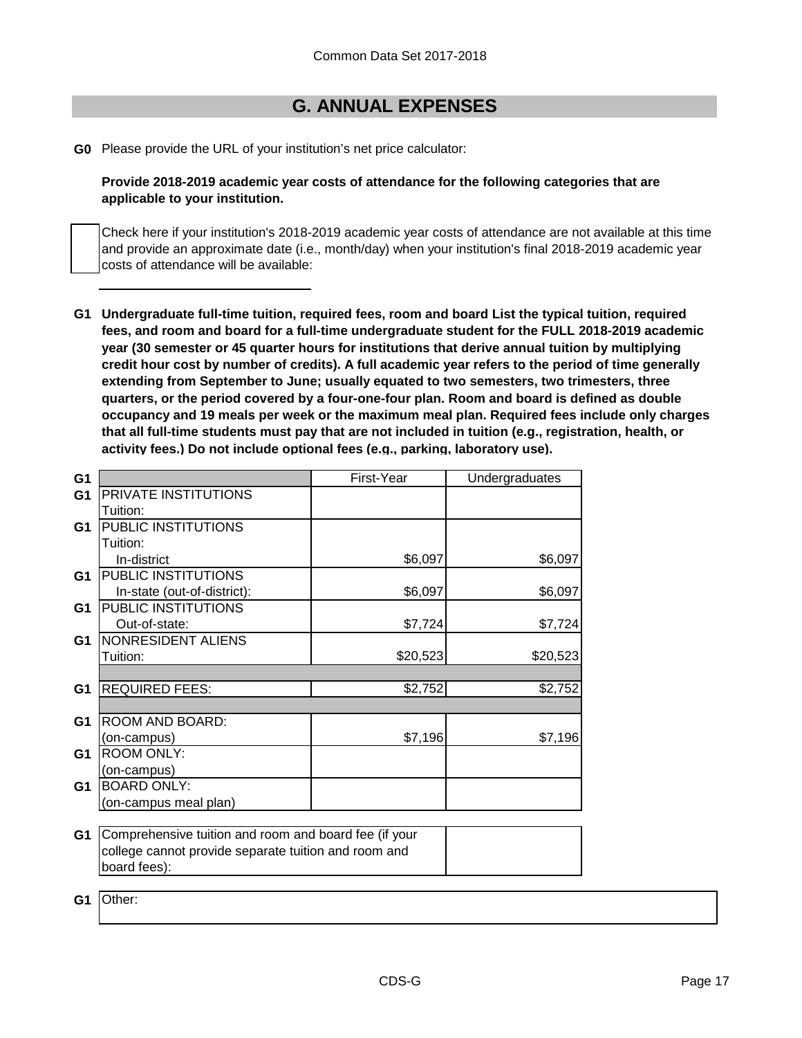## G. ANNUAL EXPENSES

**G0** Please provide the URL of your institution's net price calculator:

**Provide 2018-2019 academic year costs of attendance for the following categories that are applicable to your institution.**

☐ Check here if your institution's 2018-2019 academic year costs of attendance are not available at this time and provide an approximate date (i.e., month/day) when your institution's final 2018-2019 academic year costs of attendance will be available:

**G1 Undergraduate full-time tuition, required fees, room and board List the typical tuition, required fees, and room and board for a full-time undergraduate student for the FULL 2018-2019 academic year (30 semester or 45 quarter hours for institutions that derive annual tuition by multiplying credit hour cost by number of credits). A full academic year refers to the period of time generally extending from September to June; usually equated to two semesters, two trimesters, three quarters, or the period covered by a four-one-four plan. Room and board is defined as double occupancy and 19 meals per week or the maximum meal plan. Required fees include only charges that all full-time students must pay that are not included in tuition (e.g., registration, health, or activity fees.) Do not include optional fees (e.g., parking, laboratory use).**

| | | First-Year | Undergraduates |
|---|---|---|---|
| G1 | PRIVATE INSTITUTIONS Tuition: | | |
| G1 | PUBLIC INSTITUTIONS Tuition: In-district | $6,097 | $6,097 |
| G1 | PUBLIC INSTITUTIONS In-state (out-of-district): | $6,097 | $6,097 |
| G1 | PUBLIC INSTITUTIONS Out-of-state: | $7,724 | $7,724 |
| G1 | NONRESIDENT ALIENS Tuition: | $20,523 | $20,523 |
| G1 | REQUIRED FEES: | $2,752 | $2,752 |
| G1 | ROOM AND BOARD: (on-campus) | $7,196 | $7,196 |
| G1 | ROOM ONLY: (on-campus) | | |
| G1 | BOARD ONLY: (on-campus meal plan) | | |

| | | |
|---|---|---|
| G1 | Comprehensive tuition and room and board fee (if your college cannot provide separate tuition and room and board fees): | |

| | |
|---|---|
| G1 | Other: |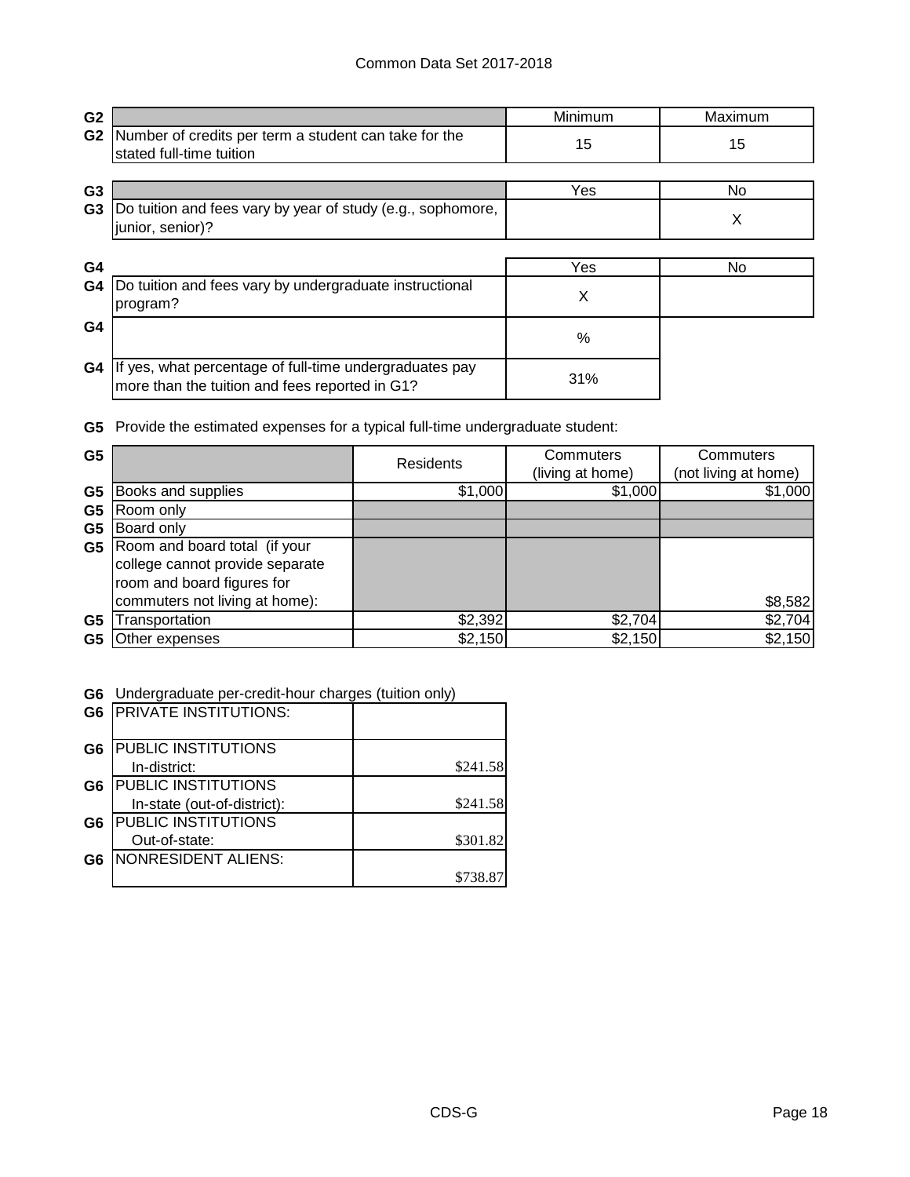Common Data Set 2017-2018

| G2 | | Minimum | Maximum |
|---|---|---|---|
| G2 | Number of credits per term a student can take for the stated full-time tuition | 15 | 15 |

| G3 | | Yes | No |
|---|---|---|---|
| G3 | Do tuition and fees vary by year of study (e.g., sophomore, junior, senior)? | | X |

| G4 | | Yes | No |
|---|---|---|---|
| G4 | Do tuition and fees vary by undergraduate instructional program? | X | |
| G4 | | % | |
| G4 | If yes, what percentage of full-time undergraduates pay more than the tuition and fees reported in G1? | 31% | |

**G5** Provide the estimated expenses for a typical full-time undergraduate student:

| G5 | | Residents | Commuters (living at home) | Commuters (not living at home) |
|---|---|---|---|---|
| G5 | Books and supplies | $1,000 | $1,000 | $1,000 |
| G5 | Room only | | | |
| G5 | Board only | | | |
| G5 | Room and board total (if your college cannot provide separate room and board figures for commuters not living at home): | | | $8,582 |
| G5 | Transportation | $2,392 | $2,704 | $2,704 |
| G5 | Other expenses | $2,150 | $2,150 | $2,150 |

**G6** Undergraduate per-credit-hour charges (tuition only)

| G6 | | |
|---|---|---|
| G6 | PRIVATE INSTITUTIONS: | |
| G6 | PUBLIC INSTITUTIONS In-district: | $241.58 |
| G6 | PUBLIC INSTITUTIONS In-state (out-of-district): | $241.58 |
| G6 | PUBLIC INSTITUTIONS Out-of-state: | $301.82 |
| G6 | NONRESIDENT ALIENS: | $738.87 |

CDS-G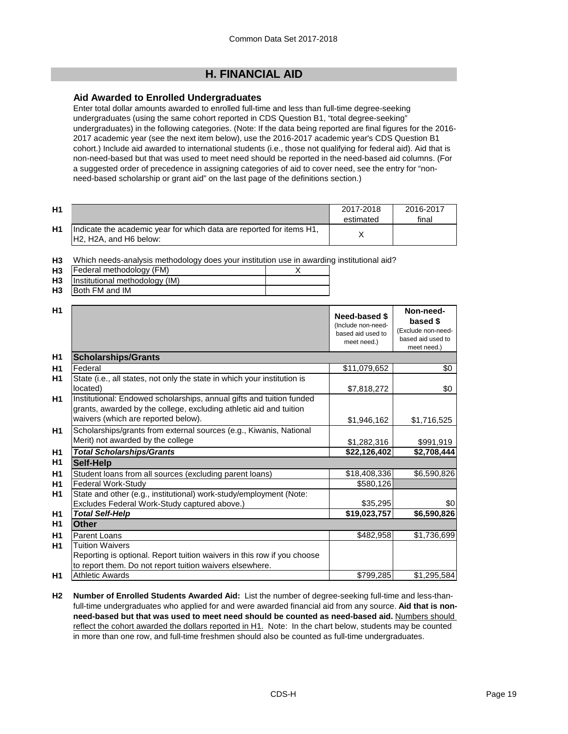## H. FINANCIAL AID

### Aid Awarded to Enrolled Undergraduates

Enter total dollar amounts awarded to enrolled full-time and less than full-time degree-seeking undergraduates (using the same cohort reported in CDS Question B1, "total degree-seeking" undergraduates) in the following categories. (Note: If the data being reported are final figures for the 2016-2017 academic year (see the next item below), use the 2016-2017 academic year's CDS Question B1 cohort.) Include aid awarded to international students (i.e., those not qualifying for federal aid). Aid that is non-need-based but that was used to meet need should be reported in the need-based aid columns. (For a suggested order of precedence in assigning categories of aid to cover need, see the entry for "non-need-based scholarship or grant aid" on the last page of the definitions section.)

| | | 2017-2018 estimated | 2016-2017 final |
|---|---|---|---|
| H1 | Indicate the academic year for which data are reported for items H1, H2, H2A, and H6 below: | X | |

H3 Which needs-analysis methodology does your institution use in awarding institutional aid?

| | | |
|---|---|---|
| H3 | Federal methodology (FM) | X |
| H3 | Institutional methodology (IM) | |
| H3 | Both FM and IM | |

| | | **Need-based $** (Include non-need-based aid used to meet need.) | **Non-need-based $** (Exclude non-need-based aid used to meet need.) |
|---|---|---|---|
| H1 | **Scholarships/Grants** | | |
| H1 | Federal | $11,079,652 | $0 |
| H1 | State (i.e., all states, not only the state in which your institution is located) | $7,818,272 | $0 |
| H1 | Institutional: Endowed scholarships, annual gifts and tuition funded grants, awarded by the college, excluding athletic aid and tuition waivers (which are reported below). | $1,946,162 | $1,716,525 |
| H1 | Scholarships/grants from external sources (e.g., Kiwanis, National Merit) not awarded by the college | $1,282,316 | $991,919 |
| H1 | ***Total Scholarships/Grants*** | **$22,126,402** | **$2,708,444** |
| H1 | **Self-Help** | | |
| H1 | Student loans from all sources (excluding parent loans) | $18,408,336 | $6,590,826 |
| H1 | Federal Work-Study | $580,126 | |
| H1 | State and other (e.g., institutional) work-study/employment (Note: Excludes Federal Work-Study captured above.) | $35,295 | $0 |
| H1 | ***Total Self-Help*** | **$19,023,757** | **$6,590,826** |
| H1 | **Other** | | |
| H1 | Parent Loans | $482,958 | $1,736,699 |
| H1 | Tuition Waivers<br>Reporting is optional. Report tuition waivers in this row if you choose to report them. Do not report tuition waivers elsewhere. | | |
| H1 | Athletic Awards | $799,285 | $1,295,584 |

**H2** **Number of Enrolled Students Awarded Aid:** List the number of degree-seeking full-time and less-than-full-time undergraduates who applied for and were awarded financial aid from any source. **Aid that is non-need-based but that was used to meet need should be counted as need-based aid.** Numbers should reflect the cohort awarded the dollars reported in H1. Note: In the chart below, students may be counted in more than one row, and full-time freshmen should also be counted as full-time undergraduates.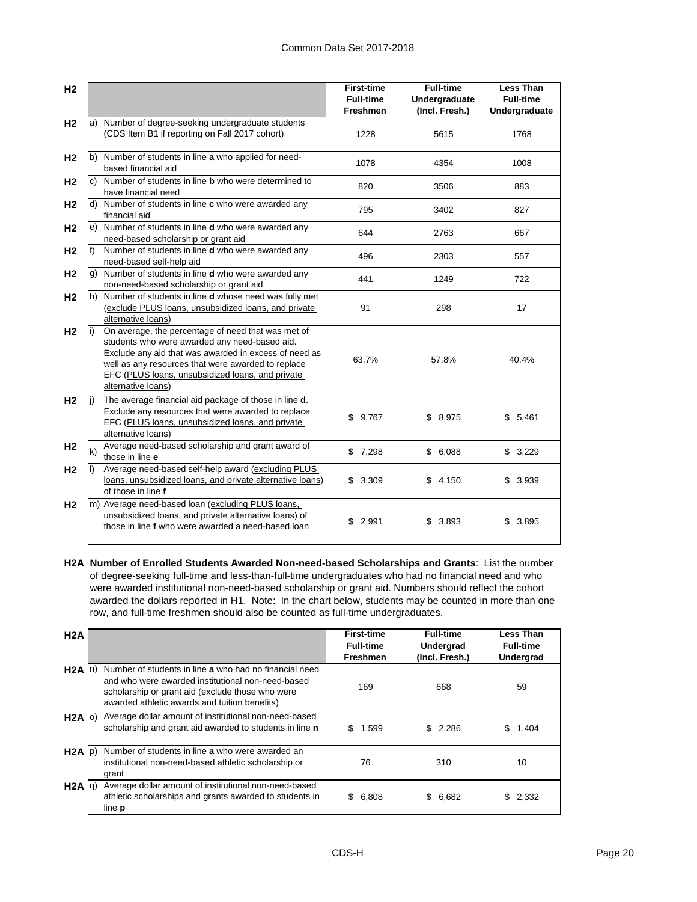| H2 | | First-time Full-time Freshmen | Full-time Undergraduate (Incl. Fresh.) | Less Than Full-time Undergraduate |
|---|---|---|---|---|
| H2 | a) Number of degree-seeking undergraduate students (CDS Item B1 if reporting on Fall 2017 cohort) | 1228 | 5615 | 1768 |
| H2 | b) Number of students in line **a** who applied for need-based financial aid | 1078 | 4354 | 1008 |
| H2 | c) Number of students in line **b** who were determined to have financial need | 820 | 3506 | 883 |
| H2 | d) Number of students in line **c** who were awarded any financial aid | 795 | 3402 | 827 |
| H2 | e) Number of students in line **d** who were awarded any need-based scholarship or grant aid | 644 | 2763 | 667 |
| H2 | f) Number of students in line **d** who were awarded any need-based self-help aid | 496 | 2303 | 557 |
| H2 | g) Number of students in line **d** who were awarded any non-need-based scholarship or grant aid | 441 | 1249 | 722 |
| H2 | h) Number of students in line **d** whose need was fully met (exclude PLUS loans, unsubsidized loans, and private alternative loans) | 91 | 298 | 17 |
| H2 | i) On average, the percentage of need that was met of students who were awarded any need-based aid. Exclude any aid that was awarded in excess of need as well as any resources that were awarded to replace EFC (PLUS loans, unsubsidized loans, and private alternative loans) | 63.7% | 57.8% | 40.4% |
| H2 | j) The average financial aid package of those in line **d**. Exclude any resources that were awarded to replace EFC (PLUS loans, unsubsidized loans, and private alternative loans) | $ 9,767 | $ 8,975 | $ 5,461 |
| H2 | k) Average need-based scholarship and grant award of those in line **e** | $ 7,298 | $ 6,088 | $ 3,229 |
| H2 | l) Average need-based self-help award (excluding PLUS loans, unsubsidized loans, and private alternative loans) of those in line **f** | $ 3,309 | $ 4,150 | $ 3,939 |
| H2 | m) Average need-based loan (excluding PLUS loans, unsubsidized loans, and private alternative loans) of those in line **f** who were awarded a need-based loan | $ 2,991 | $ 3,893 | $ 3,895 |

**H2A Number of Enrolled Students Awarded Non-need-based Scholarships and Grants**: List the number of degree-seeking full-time and less-than-full-time undergraduates who had no financial need and who were awarded institutional non-need-based scholarship or grant aid. Numbers should reflect the cohort awarded the dollars reported in H1. Note: In the chart below, students may be counted in more than one row, and full-time freshmen should also be counted as full-time undergraduates.

| H2A | | First-time Full-time Freshmen | Full-time Undergrad (Incl. Fresh.) | Less Than Full-time Undergrad |
|---|---|---|---|---|
| H2A | n) Number of students in line **a** who had no financial need and who were awarded institutional non-need-based scholarship or grant aid (exclude those who were awarded athletic awards and tuition benefits) | 169 | 668 | 59 |
| H2A | o) Average dollar amount of institutional non-need-based scholarship and grant aid awarded to students in line **n** | $ 1,599 | $ 2,286 | $ 1,404 |
| H2A | p) Number of students in line **a** who were awarded an institutional non-need-based athletic scholarship or grant | 76 | 310 | 10 |
| H2A | q) Average dollar amount of institutional non-need-based athletic scholarships and grants awarded to students in line **p** | $ 6,808 | $ 6,682 | $ 2,332 |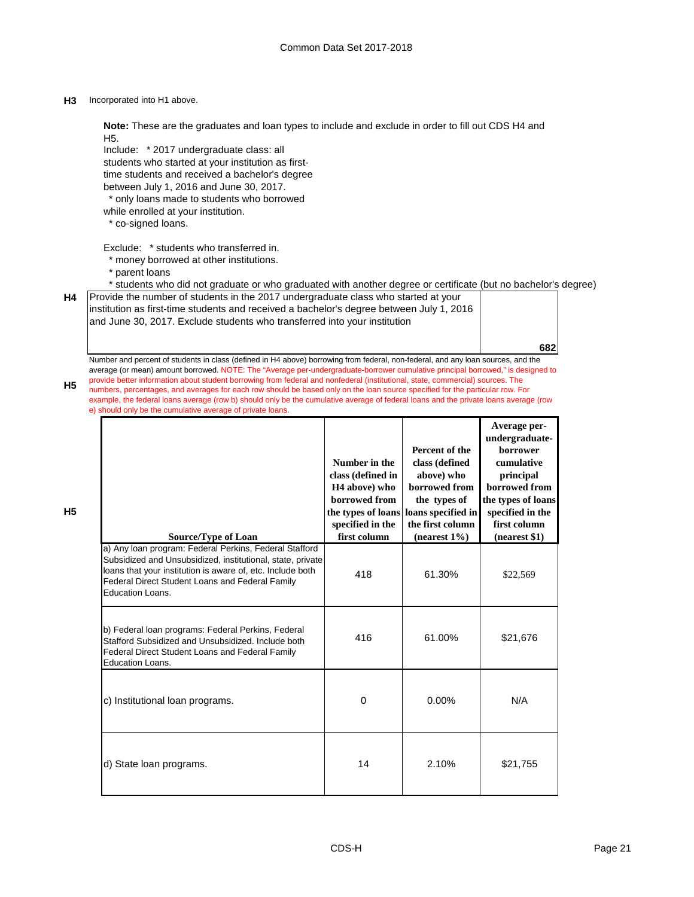**H3** Incorporated into H1 above.

**Note:** These are the graduates and loan types to include and exclude in order to fill out CDS H4 and H5.

Include: * 2017 undergraduate class: all students who started at your institution as first-time students and received a bachelor's degree between July 1, 2016 and June 30, 2017.

* only loans made to students who borrowed while enrolled at your institution.
* co-signed loans.

Exclude: * students who transferred in.

* money borrowed at other institutions.
* parent loans
* students who did not graduate or who graduated with another degree or certificate (but no bachelor's degree)

**H4**

| Provide the number of students in the 2017 undergraduate class who started at your institution as first-time students and received a bachelor's degree between July 1, 2016 and June 30, 2017. Exclude students who transferred into your institution | 682 |
|---|---|

**H5** Number and percent of students in class (defined in H4 above) borrowing from federal, non-federal, and any loan sources, and the average (or mean) amount borrowed. NOTE: The "Average per-undergraduate-borrower cumulative principal borrowed," is designed to provide better information about student borrowing from federal and nonfederal (institutional, state, commercial) sources. The numbers, percentages, and averages for each row should be based only on the loan source specified for the particular row. For example, the federal loans average (row b) should only be the cumulative average of federal loans and the private loans average (row e) should only be the cumulative average of private loans.

**H5**

| Source/Type of Loan | Number in the class (defined in H4 above) who borrowed from the types of loans specified in the first column | Percent of the class (defined above) who borrowed from the types of loans specified in the first column (nearest 1%) | Average per-undergraduate-borrower cumulative principal borrowed from the types of loans specified in the first column (nearest $1) |
|---|---|---|---|
| a) Any loan program: Federal Perkins, Federal Stafford Subsidized and Unsubsidized, institutional, state, private loans that your institution is aware of, etc. Include both Federal Direct Student Loans and Federal Family Education Loans. | 418 | 61.30% | $22,569 |
| b) Federal loan programs: Federal Perkins, Federal Stafford Subsidized and Unsubsidized. Include both Federal Direct Student Loans and Federal Family Education Loans. | 416 | 61.00% | $21,676 |
| c) Institutional loan programs. | 0 | 0.00% | N/A |
| d) State loan programs. | 14 | 2.10% | $21,755 |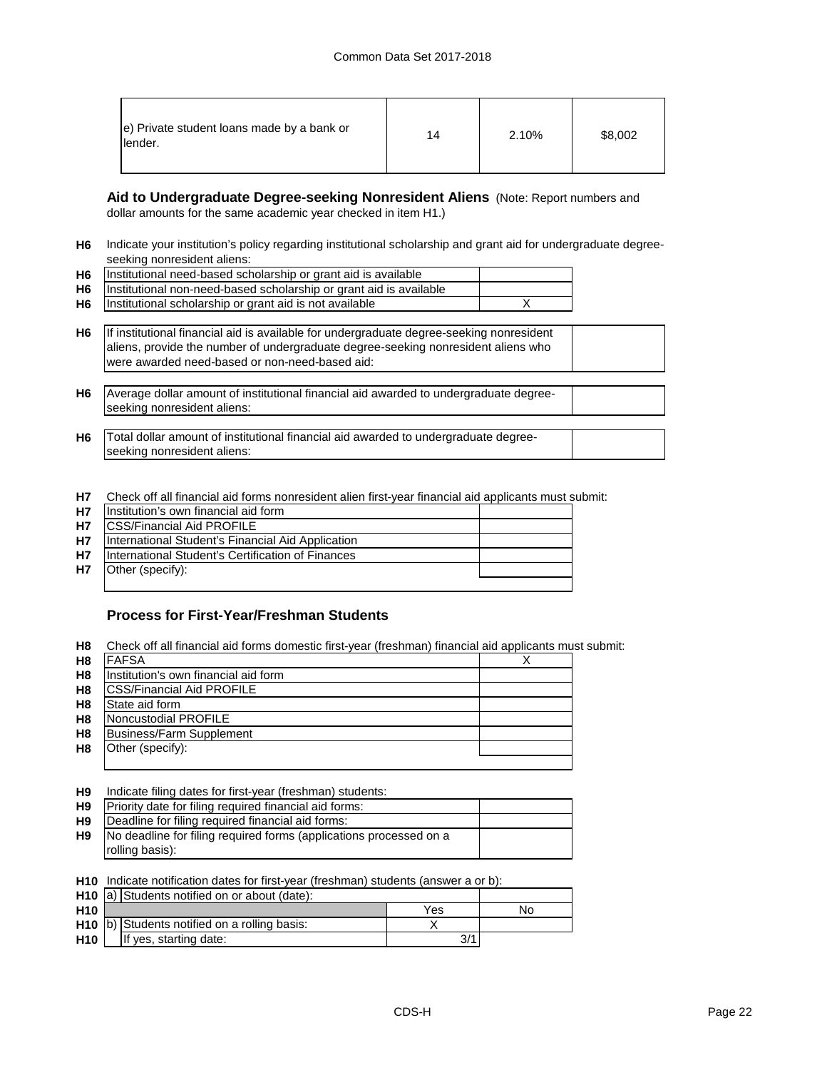| | | | |
|---|---|---|---|
| e) Private student loans made by a bank or lender. | 14 | 2.10% | $8,002 |

## Aid to Undergraduate Degree-seeking Nonresident Aliens

(Note: Report numbers and dollar amounts for the same academic year checked in item H1.)

**H6** Indicate your institution's policy regarding institutional scholarship and grant aid for undergraduate degree-seeking nonresident aliens:

| | | |
|---|---|---|
| H6 | Institutional need-based scholarship or grant aid is available | |
| H6 | Institutional non-need-based scholarship or grant aid is available | |
| H6 | Institutional scholarship or grant aid is not available | X |

| | | |
|---|---|---|
| H6 | If institutional financial aid is available for undergraduate degree-seeking nonresident aliens, provide the number of undergraduate degree-seeking nonresident aliens who were awarded need-based or non-need-based aid: | |
| H6 | Average dollar amount of institutional financial aid awarded to undergraduate degree-seeking nonresident aliens: | |
| H6 | Total dollar amount of institutional financial aid awarded to undergraduate degree-seeking nonresident aliens: | |

**H7** Check off all financial aid forms nonresident alien first-year financial aid applicants must submit:

| | | |
|---|---|---|
| H7 | Institution's own financial aid form | |
| H7 | CSS/Financial Aid PROFILE | |
| H7 | International Student's Financial Aid Application | |
| H7 | International Student's Certification of Finances | |
| H7 | Other (specify): | |

## Process for First-Year/Freshman Students

**H8** Check off all financial aid forms domestic first-year (freshman) financial aid applicants must submit:

| | | |
|---|---|---|
| H8 | FAFSA | X |
| H8 | Institution's own financial aid form | |
| H8 | CSS/Financial Aid PROFILE | |
| H8 | State aid form | |
| H8 | Noncustodial PROFILE | |
| H8 | Business/Farm Supplement | |
| H8 | Other (specify): | |

**H9** Indicate filing dates for first-year (freshman) students:

| | | |
|---|---|---|
| H9 | Priority date for filing required financial aid forms: | |
| H9 | Deadline for filing required financial aid forms: | |
| H9 | No deadline for filing required forms (applications processed on a rolling basis): | |

**H10** Indicate notification dates for first-year (freshman) students (answer a or b):

| | | | |
|---|---|---|---|
| H10 | a) Students notified on or about (date): | | |
| H10 | | Yes | No |
| H10 | b) Students notified on a rolling basis: | X | |
| H10 | If yes, starting date: | 3/1 | |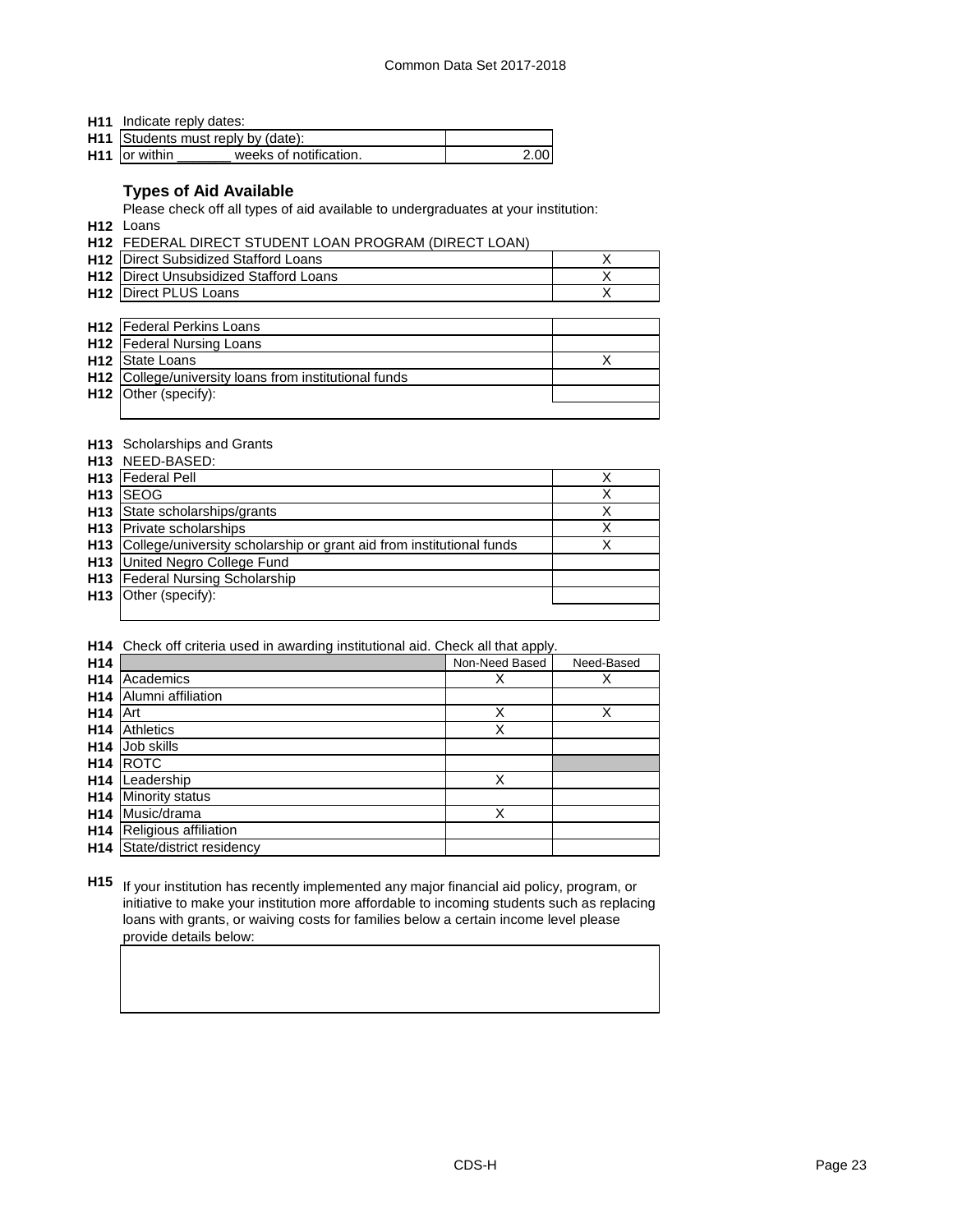**H11** Indicate reply dates:

| | | |
|---|---|---|
| **H11** | Students must reply by (date): | |
| **H11** | or within _______ weeks of notification. | 2.00 |

## Types of Aid Available

Please check off all types of aid available to undergraduates at your institution:

**H12** Loans

**H12** FEDERAL DIRECT STUDENT LOAN PROGRAM (DIRECT LOAN)

| | | |
|---|---|---|
| **H12** | Direct Subsidized Stafford Loans | X |
| **H12** | Direct Unsubsidized Stafford Loans | X |
| **H12** | Direct PLUS Loans | X |

| | | |
|---|---|---|
| **H12** | Federal Perkins Loans | |
| **H12** | Federal Nursing Loans | |
| **H12** | State Loans | X |
| **H12** | College/university loans from institutional funds | |
| **H12** | Other (specify): | |

**H13** Scholarships and Grants

**H13** NEED-BASED:

| | | |
|---|---|---|
| **H13** | Federal Pell | X |
| **H13** | SEOG | X |
| **H13** | State scholarships/grants | X |
| **H13** | Private scholarships | X |
| **H13** | College/university scholarship or grant aid from institutional funds | X |
| **H13** | United Negro College Fund | |
| **H13** | Federal Nursing Scholarship | |
| **H13** | Other (specify): | |

**H14** Check off criteria used in awarding institutional aid. Check all that apply.

| | | Non-Need Based | Need-Based |
|---|---|---|---|
| **H14** | Academics | X | X |
| **H14** | Alumni affiliation | | |
| **H14** | Art | X | X |
| **H14** | Athletics | X | |
| **H14** | Job skills | | |
| **H14** | ROTC | | |
| **H14** | Leadership | X | |
| **H14** | Minority status | | |
| **H14** | Music/drama | X | |
| **H14** | Religious affiliation | | |
| **H14** | State/district residency | | |

**H15** If your institution has recently implemented any major financial aid policy, program, or initiative to make your institution more affordable to incoming students such as replacing loans with grants, or waiving costs for families below a certain income level please provide details below: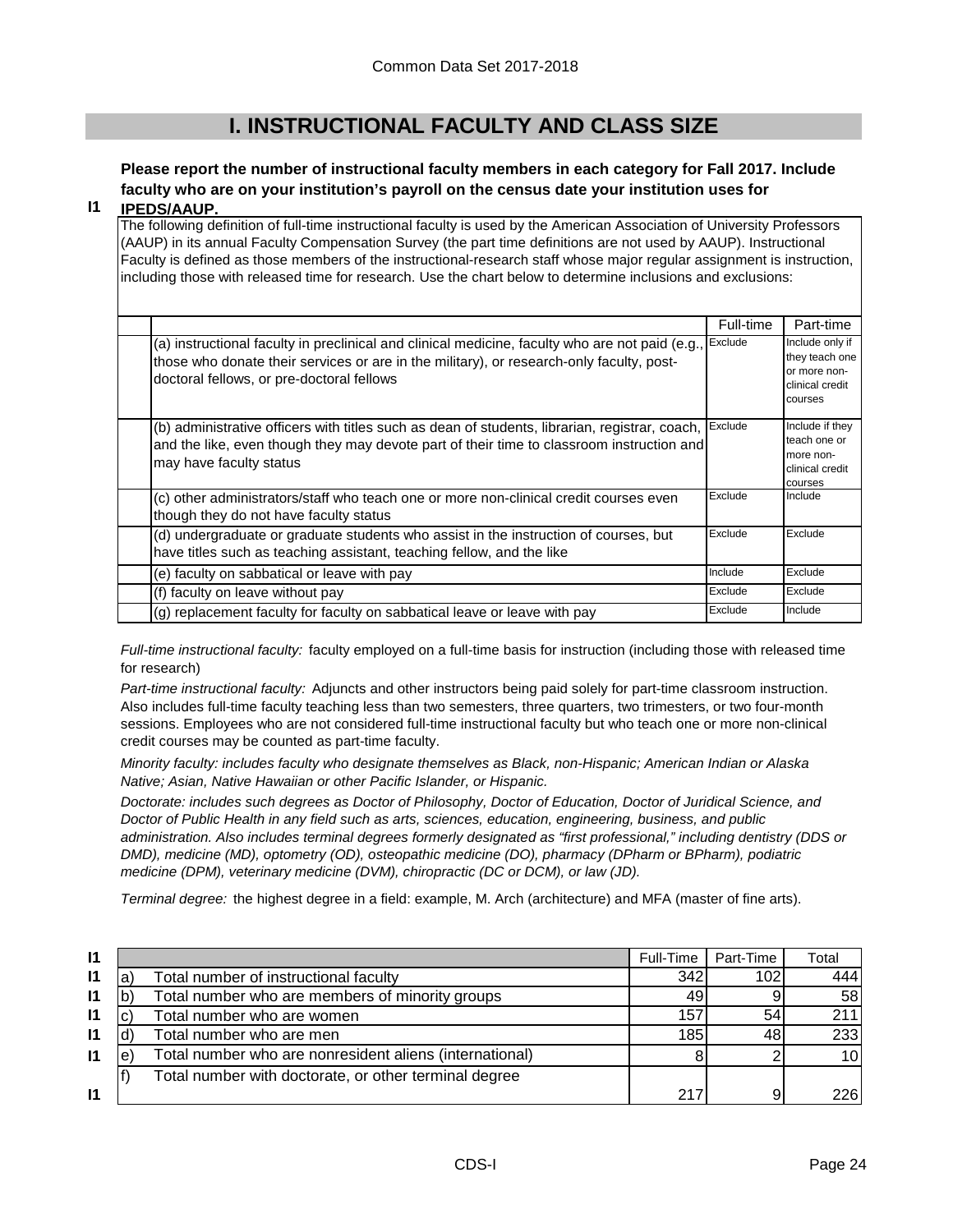# I. INSTRUCTIONAL FACULTY AND CLASS SIZE

**I1** **Please report the number of instructional faculty members in each category for Fall 2017. Include faculty who are on your institution's payroll on the census date your institution uses for IPEDS/AAUP.**

The following definition of full-time instructional faculty is used by the American Association of University Professors (AAUP) in its annual Faculty Compensation Survey (the part time definitions are not used by AAUP). Instructional Faculty is defined as those members of the instructional-research staff whose major regular assignment is instruction, including those with released time for research. Use the chart below to determine inclusions and exclusions:

| | Full-time | Part-time |
|---|---|---|
| (a) instructional faculty in preclinical and clinical medicine, faculty who are not paid (e.g., those who donate their services or are in the military), or research-only faculty, post-doctoral fellows, or pre-doctoral fellows | Exclude | Include only if they teach one or more non-clinical credit courses |
| (b) administrative officers with titles such as dean of students, librarian, registrar, coach, and the like, even though they may devote part of their time to classroom instruction and may have faculty status | Exclude | Include if they teach one or more non-clinical credit courses |
| (c) other administrators/staff who teach one or more non-clinical credit courses even though they do not have faculty status | Exclude | Include |
| (d) undergraduate or graduate students who assist in the instruction of courses, but have titles such as teaching assistant, teaching fellow, and the like | Exclude | Exclude |
| (e) faculty on sabbatical or leave with pay | Include | Exclude |
| (f) faculty on leave without pay | Exclude | Exclude |
| (g) replacement faculty for faculty on sabbatical leave or leave with pay | Exclude | Include |

*Full-time instructional faculty:* faculty employed on a full-time basis for instruction (including those with released time for research)

*Part-time instructional faculty:* Adjuncts and other instructors being paid solely for part-time classroom instruction. Also includes full-time faculty teaching less than two semesters, three quarters, two trimesters, or two four-month sessions. Employees who are not considered full-time instructional faculty but who teach one or more non-clinical credit courses may be counted as part-time faculty.

*Minority faculty: includes faculty who designate themselves as Black, non-Hispanic; American Indian or Alaska Native; Asian, Native Hawaiian or other Pacific Islander, or Hispanic.*

*Doctorate: includes such degrees as Doctor of Philosophy, Doctor of Education, Doctor of Juridical Science, and Doctor of Public Health in any field such as arts, sciences, education, engineering, business, and public administration. Also includes terminal degrees formerly designated as "first professional," including dentistry (DDS or DMD), medicine (MD), optometry (OD), osteopathic medicine (DO), pharmacy (DPharm or BPharm), podiatric medicine (DPM), veterinary medicine (DVM), chiropractic (DC or DCM), or law (JD).*

*Terminal degree:* the highest degree in a field: example, M. Arch (architecture) and MFA (master of fine arts).

| | | | Full-Time | Part-Time | Total |
|---|---|---|---|---|---|
| I1 | a) | Total number of instructional faculty | 342 | 102 | 444 |
| I1 | b) | Total number who are members of minority groups | 49 | 9 | 58 |
| I1 | c) | Total number who are women | 157 | 54 | 211 |
| I1 | d) | Total number who are men | 185 | 48 | 233 |
| I1 | e) | Total number who are nonresident aliens (international) | 8 | 2 | 10 |
| I1 | f) | Total number with doctorate, or other terminal degree | 217 | 9 | 226 |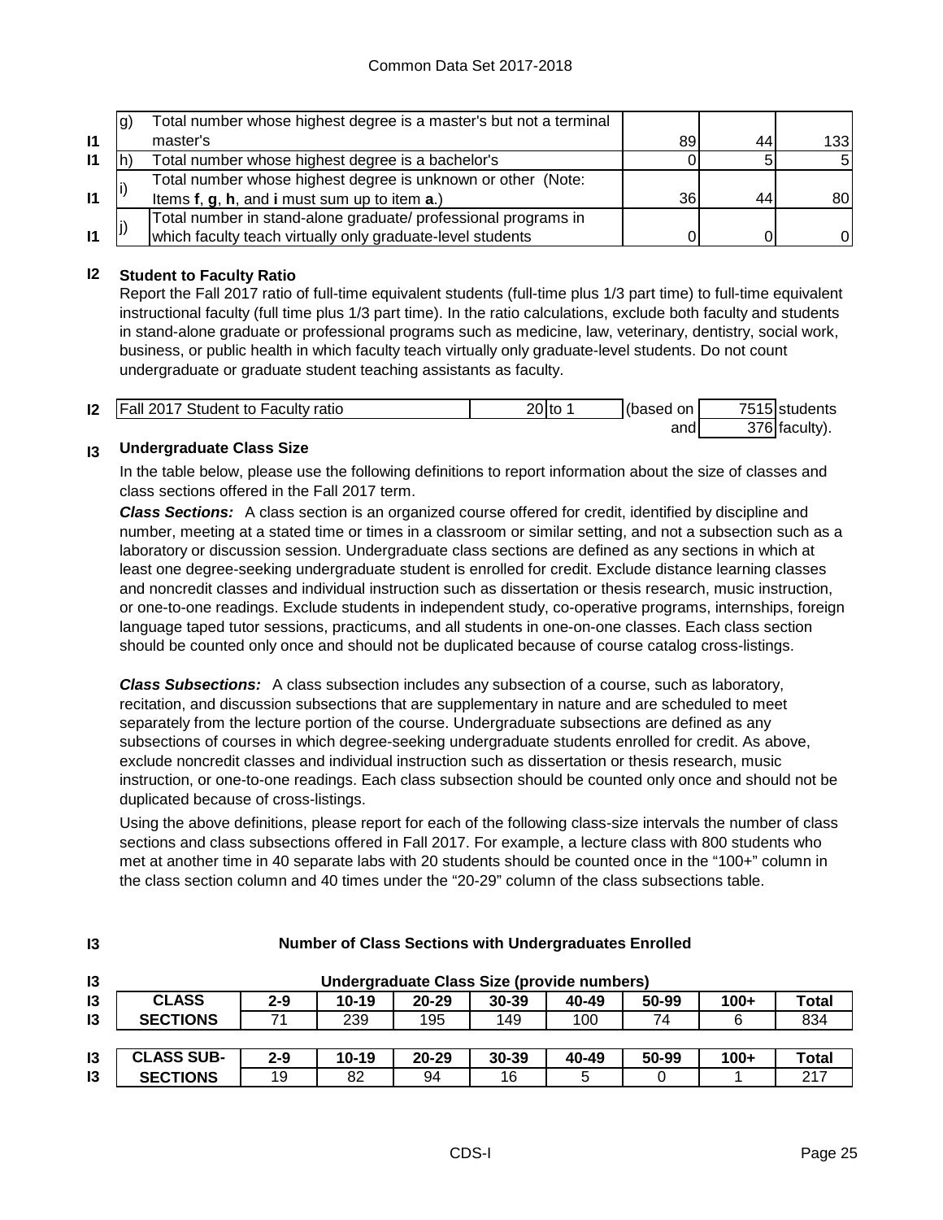| | | | | |
|---|---|---|---|---|
| | g) | Total number whose highest degree is a master's but not a terminal master's | 89 | 44 | 133 |
| I1 | h) | Total number whose highest degree is a bachelor's | 0 | 5 | 5 |
| I1 | i) | Total number whose highest degree is unknown or other (Note: Items **f**, **g**, **h**, and **i** must sum up to item **a**.) | 36 | 44 | 80 |
| I1 | j) | Total number in stand-alone graduate/ professional programs in which faculty teach virtually only graduate-level students | 0 | 0 | 0 |

## I2 Student to Faculty Ratio

Report the Fall 2017 ratio of full-time equivalent students (full-time plus 1/3 part time) to full-time equivalent instructional faculty (full time plus 1/3 part time). In the ratio calculations, exclude both faculty and students in stand-alone graduate or professional programs such as medicine, law, veterinary, dentistry, social work, business, or public health in which faculty teach virtually only graduate-level students. Do not count undergraduate or graduate student teaching assistants as faculty.

| | | | | | |
|---|---|---|---|---|---|
| I2 | Fall 2017 Student to Faculty ratio | 20 to 1 | (based on | 7515 | students |
| | | | and | 376 | faculty). |

## I3 Undergraduate Class Size

In the table below, please use the following definitions to report information about the size of classes and class sections offered in the Fall 2017 term.

***Class Sections:*** A class section is an organized course offered for credit, identified by discipline and number, meeting at a stated time or times in a classroom or similar setting, and not a subsection such as a laboratory or discussion session. Undergraduate class sections are defined as any sections in which at least one degree-seeking undergraduate student is enrolled for credit. Exclude distance learning classes and noncredit classes and individual instruction such as dissertation or thesis research, music instruction, or one-to-one readings. Exclude students in independent study, co-operative programs, internships, foreign language taped tutor sessions, practicums, and all students in one-on-one classes. Each class section should be counted only once and should not be duplicated because of course catalog cross-listings.

***Class Subsections:*** A class subsection includes any subsection of a course, such as laboratory, recitation, and discussion subsections that are supplementary in nature and are scheduled to meet separately from the lecture portion of the course. Undergraduate subsections are defined as any subsections of courses in which degree-seeking undergraduate students enrolled for credit. As above, exclude noncredit classes and individual instruction such as dissertation or thesis research, music instruction, or one-to-one readings. Each class subsection should be counted only once and should not be duplicated because of cross-listings.

Using the above definitions, please report for each of the following class-size intervals the number of class sections and class subsections offered in Fall 2017. For example, a lecture class with 800 students who met at another time in 40 separate labs with 20 students should be counted once in the "100+" column in the class section column and 40 times under the "20-29" column of the class subsections table.

**Number of Class Sections with Undergraduates Enrolled**

**Undergraduate Class Size (provide numbers)**

| CLASS SECTIONS | 2-9 | 10-19 | 20-29 | 30-39 | 40-49 | 50-99 | 100+ | Total |
|---|---|---|---|---|---|---|---|---|
| | 71 | 239 | 195 | 149 | 100 | 74 | 6 | 834 |

| CLASS SUB-SECTIONS | 2-9 | 10-19 | 20-29 | 30-39 | 40-49 | 50-99 | 100+ | Total |
|---|---|---|---|---|---|---|---|---|
| | 19 | 82 | 94 | 16 | 5 | 0 | 1 | 217 |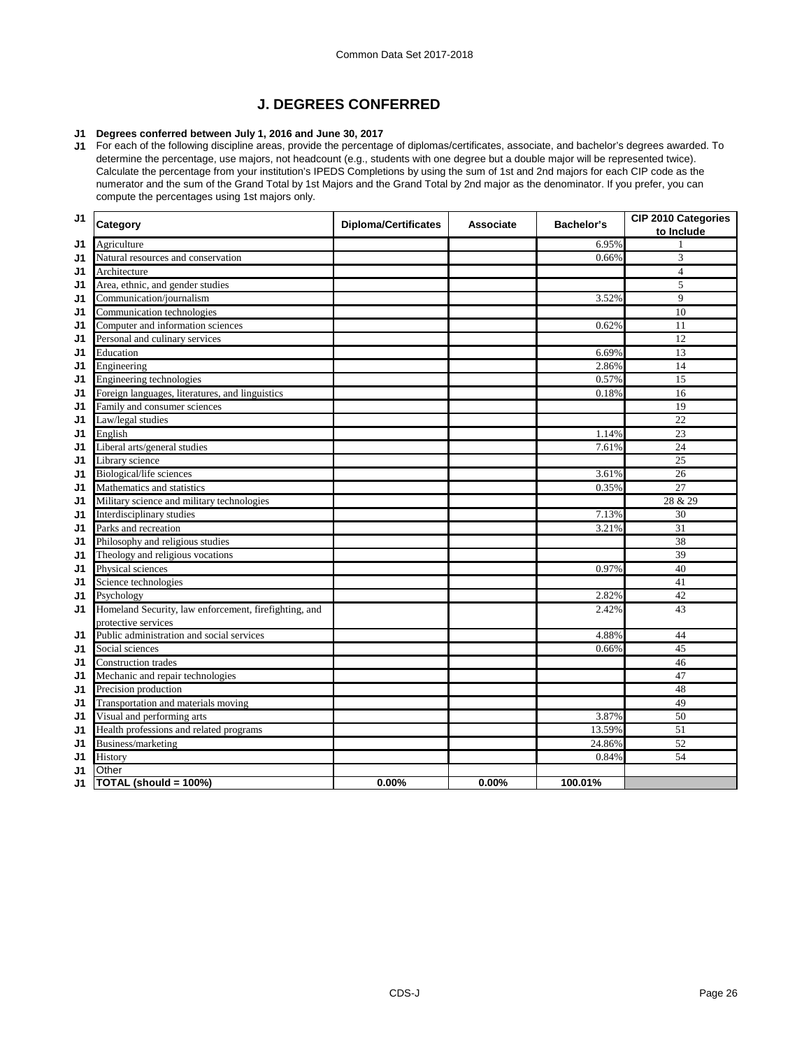# J. DEGREES CONFERRED

**J1 Degrees conferred between July 1, 2016 and June 30, 2017**

J1 For each of the following discipline areas, provide the percentage of diplomas/certificates, associate, and bachelor's degrees awarded. To determine the percentage, use majors, not headcount (e.g., students with one degree but a double major will be represented twice). Calculate the percentage from your institution's IPEDS Completions by using the sum of 1st and 2nd majors for each CIP code as the numerator and the sum of the Grand Total by 1st Majors and the Grand Total by 2nd major as the denominator. If you prefer, you can compute the percentages using 1st majors only.

| | Category | Diploma/Certificates | Associate | Bachelor's | CIP 2010 Categories to Include |
|---|---|---|---|---|---|
| J1 | Agriculture | | | 6.95% | 1 |
| J1 | Natural resources and conservation | | | 0.66% | 3 |
| J1 | Architecture | | | | 4 |
| J1 | Area, ethnic, and gender studies | | | | 5 |
| J1 | Communication/journalism | | | 3.52% | 9 |
| J1 | Communication technologies | | | | 10 |
| J1 | Computer and information sciences | | | 0.62% | 11 |
| J1 | Personal and culinary services | | | | 12 |
| J1 | Education | | | 6.69% | 13 |
| J1 | Engineering | | | 2.86% | 14 |
| J1 | Engineering technologies | | | 0.57% | 15 |
| J1 | Foreign languages, literatures, and linguistics | | | 0.18% | 16 |
| J1 | Family and consumer sciences | | | | 19 |
| J1 | Law/legal studies | | | | 22 |
| J1 | English | | | 1.14% | 23 |
| J1 | Liberal arts/general studies | | | 7.61% | 24 |
| J1 | Library science | | | | 25 |
| J1 | Biological/life sciences | | | 3.61% | 26 |
| J1 | Mathematics and statistics | | | 0.35% | 27 |
| J1 | Military science and military technologies | | | | 28 & 29 |
| J1 | Interdisciplinary studies | | | 7.13% | 30 |
| J1 | Parks and recreation | | | 3.21% | 31 |
| J1 | Philosophy and religious studies | | | | 38 |
| J1 | Theology and religious vocations | | | | 39 |
| J1 | Physical sciences | | | 0.97% | 40 |
| J1 | Science technologies | | | | 41 |
| J1 | Psychology | | | 2.82% | 42 |
| J1 | Homeland Security, law enforcement, firefighting, and protective services | | | 2.42% | 43 |
| J1 | Public administration and social services | | | 4.88% | 44 |
| J1 | Social sciences | | | 0.66% | 45 |
| J1 | Construction trades | | | | 46 |
| J1 | Mechanic and repair technologies | | | | 47 |
| J1 | Precision production | | | | 48 |
| J1 | Transportation and materials moving | | | | 49 |
| J1 | Visual and performing arts | | | 3.87% | 50 |
| J1 | Health professions and related programs | | | 13.59% | 51 |
| J1 | Business/marketing | | | 24.86% | 52 |
| J1 | History | | | 0.84% | 54 |
| J1 | Other | | | | |
| J1 | **TOTAL (should = 100%)** | **0.00%** | **0.00%** | **100.01%** | |